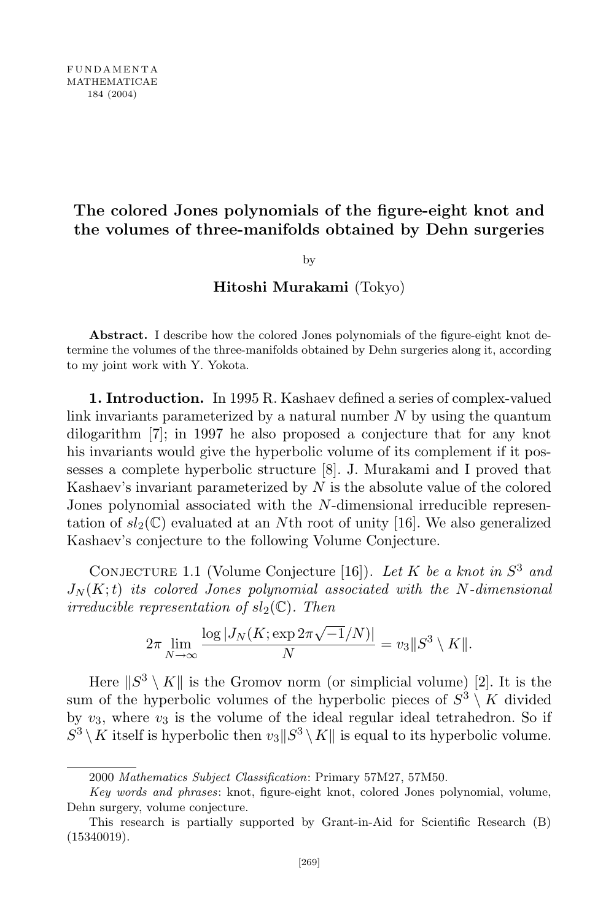# The colored Jones polynomials of the figure-eight knot and the volumes of three-manifolds obtained by Dehn surgeries

by

**Hitoshi Murakami** (Tokyo)

**Abstract.** I describe how the colored Jones polynomials of the figure-eight knot determine the volumes of the three-manifolds obtained by Dehn surgeries along it, according to my joint work with Y. Yokota.

**1. Introduction.** In 1995 R. Kashaev defined a series of complex-valued link invariants parameterized by a natural number $N$ by using the quantum dilogarithm [7]; in 1997 he also proposed a conjecture that for any knot his invariants would give the hyperbolic volume of its complement if it possesses a complete hyperbolic structure [8]. J. Murakami and I proved that Kashaev's invariant parameterized by $N$ is the absolute value of the colored Jones polynomial associated with the $N$-dimensional irreducible representation of $sl_2(\mathbb{C})$ evaluated at an $N$th root of unity [16]. We also generalized Kashaev's conjecture to the following Volume Conjecture.

Conjecture 1.1 (Volume Conjecture [16]). *Let $K$ be a knot in $S^3$ and $J_N(K;t)$ its colored Jones polynomial associated with the $N$-dimensional irreducible representation of $sl_2(\mathbb{C})$. Then*

$$2\pi \lim_{N\to\infty} \frac{\log |J_N(K; \exp 2\pi\sqrt{-1}/N)|}{N} = v_3\|S^3 \setminus K\|.$$

Here $\|S^3 \setminus K\|$ is the Gromov norm (or simplicial volume) [2]. It is the sum of the hyperbolic volumes of the hyperbolic pieces of $S^3 \setminus K$ divided by $v_3$, where $v_3$ is the volume of the ideal regular ideal tetrahedron. So if $S^3 \setminus K$ itself is hyperbolic then $v_3\|S^3 \setminus K\|$ is equal to its hyperbolic volume.

2000 *Mathematics Subject Classification*: Primary 57M27, 57M50.

*Key words and phrases*: knot, figure-eight knot, colored Jones polynomial, volume, Dehn surgery, volume conjecture.

This research is partially supported by Grant-in-Aid for Scientific Research (B) (15340019).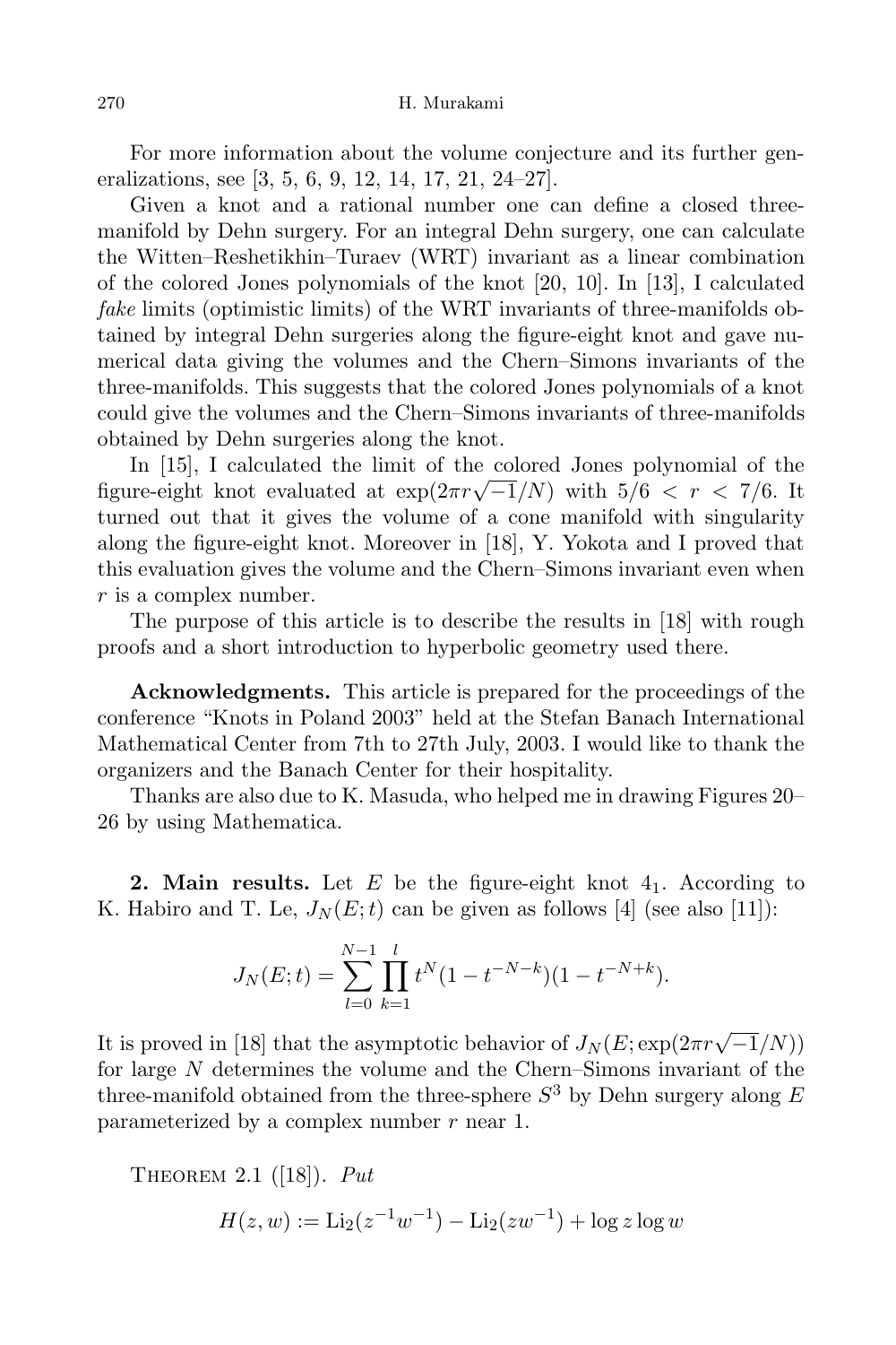For more information about the volume conjecture and its further generalizations, see [3, 5, 6, 9, 12, 14, 17, 21, 24–27].

Given a knot and a rational number one can define a closed three-manifold by Dehn surgery. For an integral Dehn surgery, one can calculate the Witten–Reshetikhin–Turaev (WRT) invariant as a linear combination of the colored Jones polynomials of the knot [20, 10]. In [13], I calculated *fake* limits (optimistic limits) of the WRT invariants of three-manifolds obtained by integral Dehn surgeries along the figure-eight knot and gave numerical data giving the volumes and the Chern–Simons invariants of the three-manifolds. This suggests that the colored Jones polynomials of a knot could give the volumes and the Chern–Simons invariants of three-manifolds obtained by Dehn surgeries along the knot.

In [15], I calculated the limit of the colored Jones polynomial of the figure-eight knot evaluated at $\exp(2\pi r\sqrt{-1}/N)$ with $5/6 < r < 7/6$. It turned out that it gives the volume of a cone manifold with singularity along the figure-eight knot. Moreover in [18], Y. Yokota and I proved that this evaluation gives the volume and the Chern–Simons invariant even when $r$ is a complex number.

The purpose of this article is to describe the results in [18] with rough proofs and a short introduction to hyperbolic geometry used there.

**Acknowledgments.** This article is prepared for the proceedings of the conference "Knots in Poland 2003" held at the Stefan Banach International Mathematical Center from 7th to 27th July, 2003. I would like to thank the organizers and the Banach Center for their hospitality.

Thanks are also due to K. Masuda, who helped me in drawing Figures 20–26 by using Mathematica.

**2. Main results.** Let $E$ be the figure-eight knot $4_1$. According to K. Habiro and T. Le, $J_N(E;t)$ can be given as follows [4] (see also [11]):

$$J_N(E;t) = \sum_{l=0}^{N-1} \prod_{k=1}^{l} t^N (1 - t^{-N-k})(1 - t^{-N+k}).$$

It is proved in [18] that the asymptotic behavior of $J_N(E; \exp(2\pi r\sqrt{-1}/N))$ for large $N$ determines the volume and the Chern–Simons invariant of the three-manifold obtained from the three-sphere $S^3$ by Dehn surgery along $E$ parameterized by a complex number $r$ near 1.

THEOREM 2.1 ([18]). *Put*

$$H(z, w) := \mathrm{Li}_2(z^{-1}w^{-1}) - \mathrm{Li}_2(zw^{-1}) + \log z \log w$$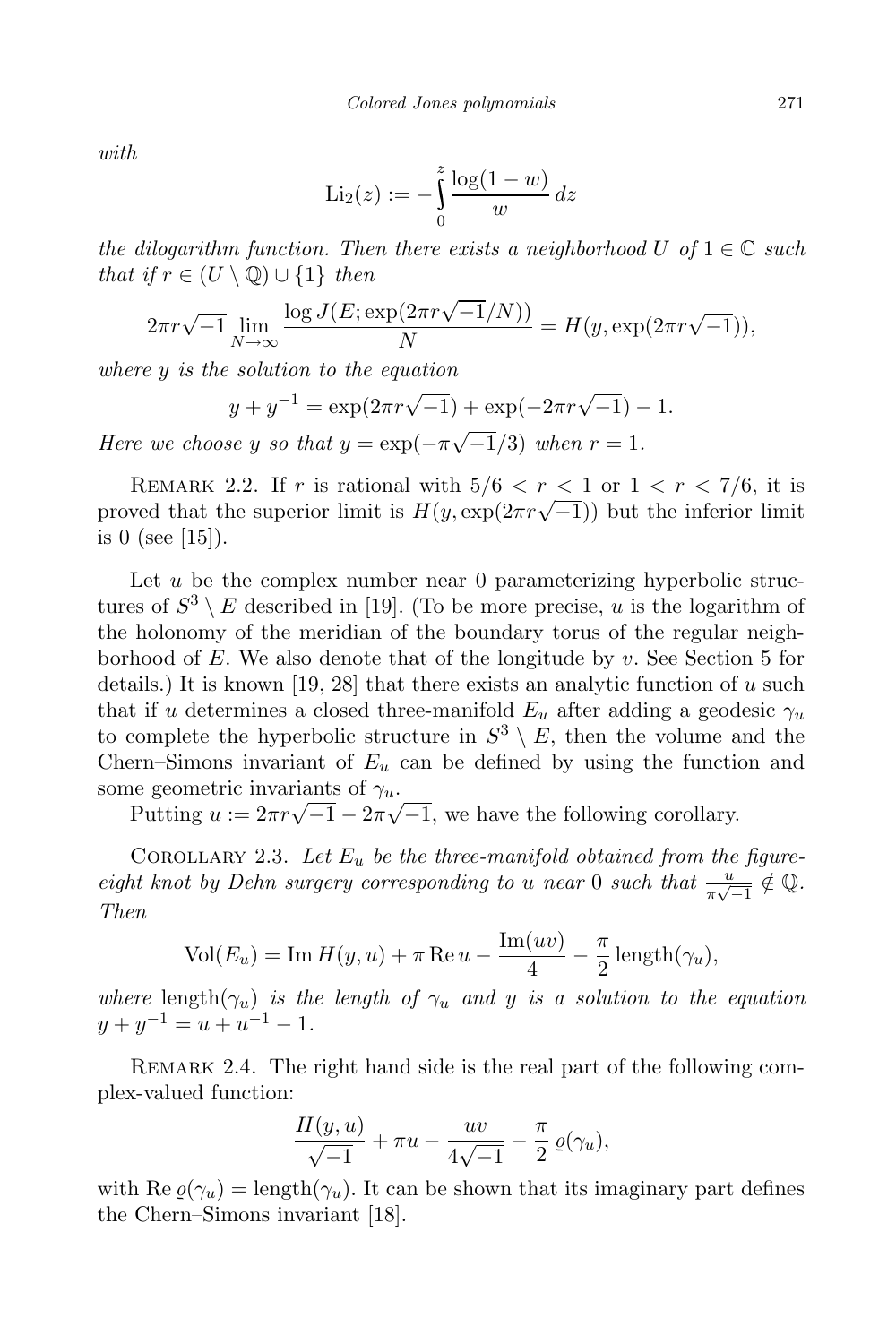*with*

$$\operatorname{Li}_2(z) := -\int_0^z \frac{\log(1-w)}{w}\,dz$$

*the dilogarithm function. Then there exists a neighborhood $U$ of $1 \in \mathbb{C}$ such that if $r \in (U \setminus \mathbb{Q}) \cup \{1\}$ then*

$$2\pi r\sqrt{-1}\lim_{N\to\infty}\frac{\log J(E;\exp(2\pi r\sqrt{-1}/N))}{N} = H(y, \exp(2\pi r\sqrt{-1})),$$

*where $y$ is the solution to the equation*

$$y + y^{-1} = \exp(2\pi r\sqrt{-1}) + \exp(-2\pi r\sqrt{-1}) - 1.$$

*Here we choose $y$ so that $y = \exp(-\pi\sqrt{-1}/3)$ when $r = 1$.*

REMARK 2.2. If $r$ is rational with $5/6 < r < 1$ or $1 < r < 7/6$, it is proved that the superior limit is $H(y, \exp(2\pi r\sqrt{-1}))$ but the inferior limit is 0 (see [15]).

Let $u$ be the complex number near 0 parameterizing hyperbolic structures of $S^3 \setminus E$ described in [19]. (To be more precise, $u$ is the logarithm of the holonomy of the meridian of the boundary torus of the regular neighborhood of $E$. We also denote that of the longitude by $v$. See Section 5 for details.) It is known [19, 28] that there exists an analytic function of $u$ such that if $u$ determines a closed three-manifold $E_u$ after adding a geodesic $\gamma_u$ to complete the hyperbolic structure in $S^3 \setminus E$, then the volume and the Chern–Simons invariant of $E_u$ can be defined by using the function and some geometric invariants of $\gamma_u$.

Putting $u := 2\pi r\sqrt{-1} - 2\pi\sqrt{-1}$, we have the following corollary.

COROLLARY 2.3. *Let $E_u$ be the three-manifold obtained from the figure-eight knot by Dehn surgery corresponding to $u$ near 0 such that $\frac{u}{\pi\sqrt{-1}} \notin \mathbb{Q}$. Then*

$$\operatorname{Vol}(E_u) = \operatorname{Im} H(y, u) + \pi \operatorname{Re} u - \frac{\operatorname{Im}(uv)}{4} - \frac{\pi}{2}\operatorname{length}(\gamma_u),$$

*where $\operatorname{length}(\gamma_u)$ is the length of $\gamma_u$ and $y$ is a solution to the equation $y + y^{-1} = u + u^{-1} - 1$.*

REMARK 2.4. The right hand side is the real part of the following complex-valued function:

$$\frac{H(y,u)}{\sqrt{-1}} + \pi u - \frac{uv}{4\sqrt{-1}} - \frac{\pi}{2}\,\varrho(\gamma_u),$$

with $\operatorname{Re}\varrho(\gamma_u) = \operatorname{length}(\gamma_u)$. It can be shown that its imaginary part defines the Chern–Simons invariant [18].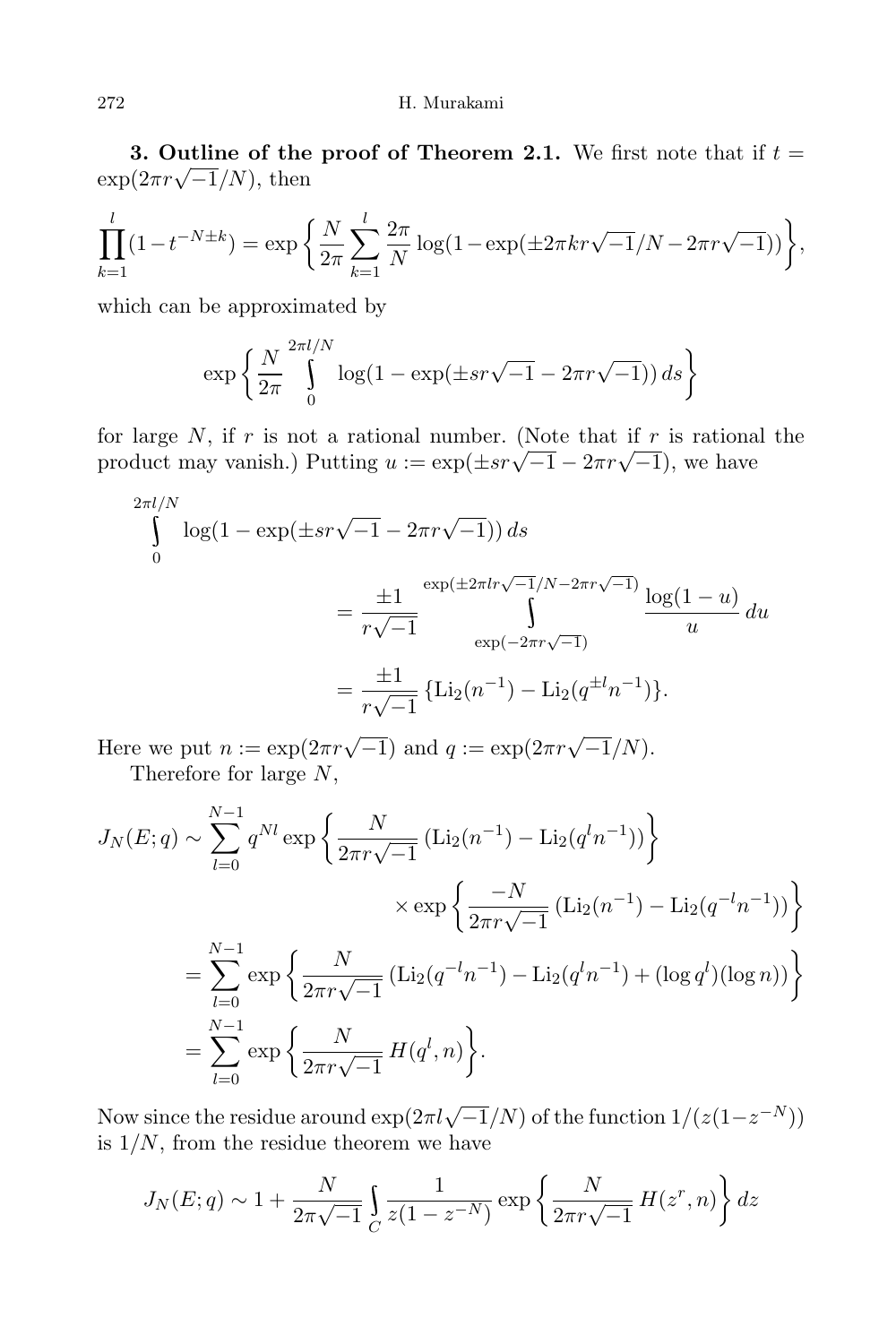**3. Outline of the proof of Theorem 2.1.** We first note that if $t = \exp(2\pi r\sqrt{-1}/N)$, then

$$\prod_{k=1}^{l}(1-t^{-N\pm k}) = \exp\left\{\frac{N}{2\pi}\sum_{k=1}^{l}\frac{2\pi}{N}\log(1-\exp(\pm 2\pi k r\sqrt{-1}/N - 2\pi r\sqrt{-1}))\right\},$$

which can be approximated by

$$\exp\left\{\frac{N}{2\pi}\int_{0}^{2\pi l/N}\log(1-\exp(\pm sr\sqrt{-1}-2\pi r\sqrt{-1}))\,ds\right\}$$

for large $N$, if $r$ is not a rational number. (Note that if $r$ is rational the product may vanish.) Putting $u := \exp(\pm sr\sqrt{-1} - 2\pi r\sqrt{-1})$, we have

$$\begin{aligned}
\int_{0}^{2\pi l/N}&\log(1-\exp(\pm sr\sqrt{-1}-2\pi r\sqrt{-1}))\,ds \\
&= \frac{\pm 1}{r\sqrt{-1}}\int_{\exp(-2\pi r\sqrt{-1})}^{\exp(\pm 2\pi l r\sqrt{-1}/N - 2\pi r\sqrt{-1})}\frac{\log(1-u)}{u}\,du \\
&= \frac{\pm 1}{r\sqrt{-1}}\{\mathrm{Li}_2(n^{-1}) - \mathrm{Li}_2(q^{\pm l}n^{-1})\}.
\end{aligned}$$

Here we put $n := \exp(2\pi r\sqrt{-1})$ and $q := \exp(2\pi r\sqrt{-1}/N)$.

Therefore for large $N$,

$$\begin{aligned}
J_N(E;q) &\sim \sum_{l=0}^{N-1} q^{Nl}\exp\left\{\frac{N}{2\pi r\sqrt{-1}}\left(\mathrm{Li}_2(n^{-1}) - \mathrm{Li}_2(q^{l}n^{-1})\right)\right\} \\
&\qquad\qquad \times\exp\left\{\frac{-N}{2\pi r\sqrt{-1}}\left(\mathrm{Li}_2(n^{-1}) - \mathrm{Li}_2(q^{-l}n^{-1})\right)\right\} \\
&= \sum_{l=0}^{N-1}\exp\left\{\frac{N}{2\pi r\sqrt{-1}}\left(\mathrm{Li}_2(q^{-l}n^{-1}) - \mathrm{Li}_2(q^{l}n^{-1}) + (\log q^{l})(\log n)\right)\right\} \\
&= \sum_{l=0}^{N-1}\exp\left\{\frac{N}{2\pi r\sqrt{-1}}\,H(q^{l},n)\right\}.
\end{aligned}$$

Now since the residue around $\exp(2\pi l\sqrt{-1}/N)$ of the function $1/(z(1-z^{-N}))$ is $1/N$, from the residue theorem we have

$$J_N(E;q) \sim 1 + \frac{N}{2\pi\sqrt{-1}}\int_{C}\frac{1}{z(1-z^{-N})}\exp\left\{\frac{N}{2\pi r\sqrt{-1}}\,H(z^{r},n)\right\}dz$$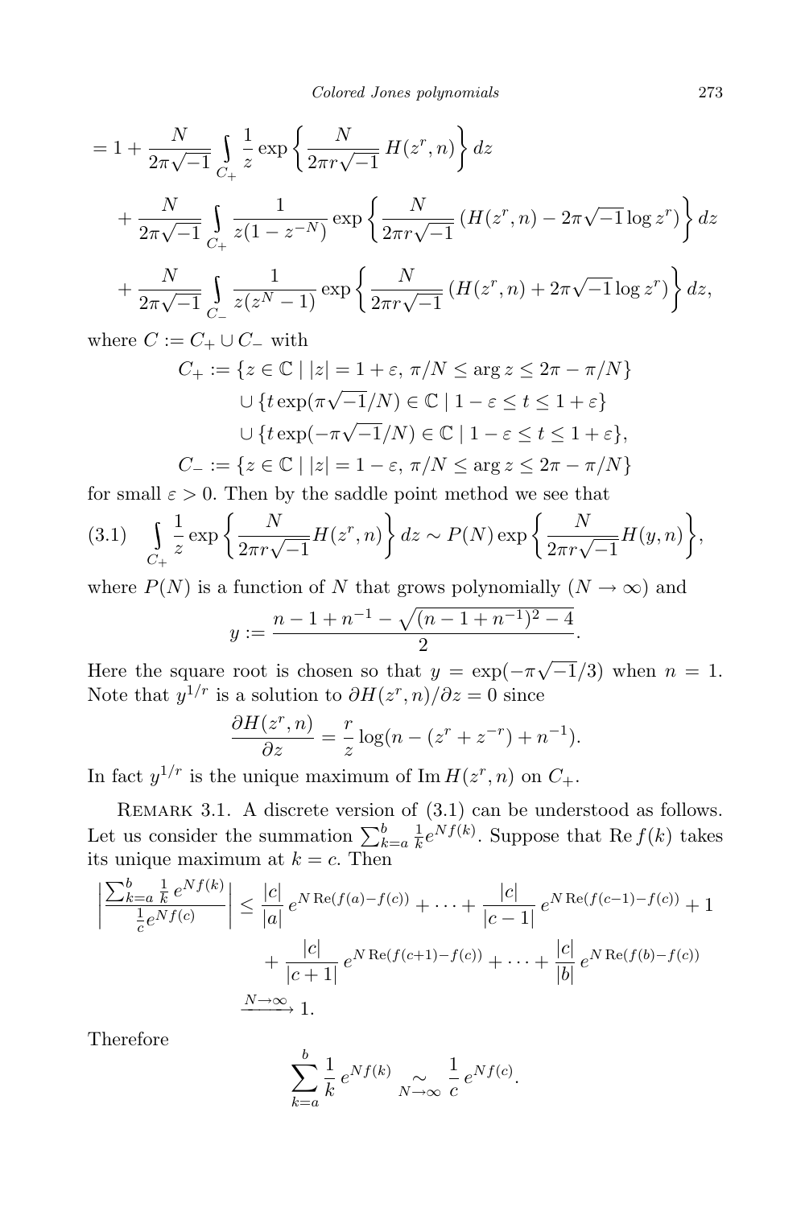$$
\begin{aligned}
&= 1 + \frac{N}{2\pi\sqrt{-1}} \int\limits_{C_+} \frac{1}{z} \exp\left\{ \frac{N}{2\pi r\sqrt{-1}}\, H(z^r, n) \right\} dz \\
&\quad + \frac{N}{2\pi\sqrt{-1}} \int\limits_{C_+} \frac{1}{z(1 - z^{-N})} \exp\left\{ \frac{N}{2\pi r\sqrt{-1}}\, (H(z^r, n) - 2\pi\sqrt{-1}\log z^r) \right\} dz \\
&\quad + \frac{N}{2\pi\sqrt{-1}} \int\limits_{C_-} \frac{1}{z(z^N - 1)} \exp\left\{ \frac{N}{2\pi r\sqrt{-1}}\, (H(z^r, n) + 2\pi\sqrt{-1}\log z^r) \right\} dz,
\end{aligned}
$$

where $C := C_+ \cup C_-$ with

$$
\begin{aligned}
C_+ &:= \{z \in \mathbb{C} \mid |z| = 1 + \varepsilon,\ \pi/N \le \arg z \le 2\pi - \pi/N\} \\
&\quad \cup \{t\exp(\pi\sqrt{-1}/N) \in \mathbb{C} \mid 1 - \varepsilon \le t \le 1 + \varepsilon\} \\
&\quad \cup \{t\exp(-\pi\sqrt{-1}/N) \in \mathbb{C} \mid 1 - \varepsilon \le t \le 1 + \varepsilon\}, \\
C_- &:= \{z \in \mathbb{C} \mid |z| = 1 - \varepsilon,\ \pi/N \le \arg z \le 2\pi - \pi/N\}
\end{aligned}
$$

for small $\varepsilon > 0$. Then by the saddle point method we see that

$$
\int\limits_{C_+} \frac{1}{z} \exp\left\{ \frac{N}{2\pi r\sqrt{-1}} H(z^r, n) \right\} dz \sim P(N) \exp\left\{ \frac{N}{2\pi r\sqrt{-1}} H(y, n) \right\}, \tag{3.1}
$$

where $P(N)$ is a function of $N$ that grows polynomially ($N \to \infty$) and

$$
y := \frac{n - 1 + n^{-1} - \sqrt{(n - 1 + n^{-1})^2 - 4}}{2}.
$$

Here the square root is chosen so that $y = \exp(-\pi\sqrt{-1}/3)$ when $n = 1$. Note that $y^{1/r}$ is a solution to $\partial H(z^r, n)/\partial z = 0$ since

$$
\frac{\partial H(z^r, n)}{\partial z} = \frac{r}{z} \log(n - (z^r + z^{-r}) + n^{-1}).
$$

In fact $y^{1/r}$ is the unique maximum of $\operatorname{Im} H(z^r, n)$ on $C_+$.

Remark 3.1. A discrete version of (3.1) can be understood as follows. Let us consider the summation $\sum_{k=a}^{b} \frac{1}{k} e^{Nf(k)}$. Suppose that $\operatorname{Re} f(k)$ takes its unique maximum at $k = c$. Then

$$
\begin{aligned}
\left| \frac{\sum_{k=a}^{b} \frac{1}{k}\, e^{Nf(k)}}{\frac{1}{c} e^{Nf(c)}} \right| &\le \frac{|c|}{|a|}\, e^{N\operatorname{Re}(f(a) - f(c))} + \cdots + \frac{|c|}{|c-1|}\, e^{N\operatorname{Re}(f(c-1) - f(c))} + 1 \\
&\quad + \frac{|c|}{|c+1|}\, e^{N\operatorname{Re}(f(c+1) - f(c))} + \cdots + \frac{|c|}{|b|}\, e^{N\operatorname{Re}(f(b) - f(c))} \\
&\xrightarrow{N\to\infty} 1.
\end{aligned}
$$

Therefore

$$
\sum_{k=a}^{b} \frac{1}{k}\, e^{Nf(k)} \underset{N\to\infty}{\sim} \frac{1}{c}\, e^{Nf(c)}.
$$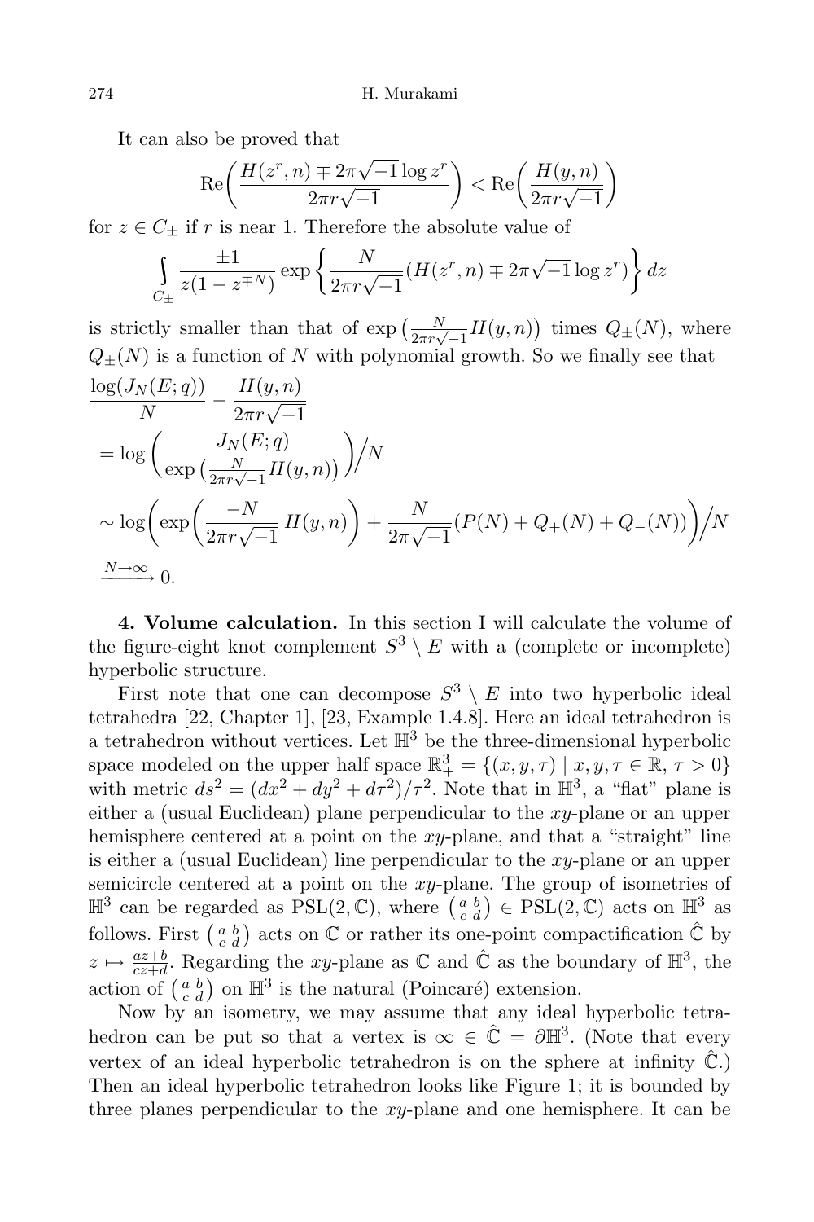It can also be proved that

$$\mathrm{Re}\left(\frac{H(z^r,n) \mp 2\pi\sqrt{-1}\log z^r}{2\pi r\sqrt{-1}}\right) < \mathrm{Re}\left(\frac{H(y,n)}{2\pi r\sqrt{-1}}\right)$$

for $z \in C_{\pm}$ if $r$ is near 1. Therefore the absolute value of

$$\int_{C_{\pm}} \frac{\pm 1}{z(1-z^{\mp N})} \exp\left\{\frac{N}{2\pi r\sqrt{-1}}(H(z^r,n) \mp 2\pi\sqrt{-1}\log z^r)\right\} dz$$

is strictly smaller than that of $\exp\left(\frac{N}{2\pi r\sqrt{-1}}H(y,n)\right)$ times $Q_{\pm}(N)$, where $Q_{\pm}(N)$ is a function of $N$ with polynomial growth. So we finally see that

$$\begin{aligned}
&\frac{\log(J_N(E;q))}{N} - \frac{H(y,n)}{2\pi r\sqrt{-1}} \\
&= \log\left(\frac{J_N(E;q)}{\exp\left(\frac{N}{2\pi r\sqrt{-1}}H(y,n)\right)}\right)\Big/N \\
&\sim \log\left(\exp\left(\frac{-N}{2\pi r\sqrt{-1}}\,H(y,n)\right) + \frac{N}{2\pi\sqrt{-1}}(P(N)+Q_+(N)+Q_-(N))\right)\Big/N \\
&\xrightarrow{N\to\infty} 0.
\end{aligned}$$

**4. Volume calculation.** In this section I will calculate the volume of the figure-eight knot complement $S^3 \setminus E$ with a (complete or incomplete) hyperbolic structure.

First note that one can decompose $S^3 \setminus E$ into two hyperbolic ideal tetrahedra [22, Chapter 1], [23, Example 1.4.8]. Here an ideal tetrahedron is a tetrahedron without vertices. Let $\mathbb{H}^3$ be the three-dimensional hyperbolic space modeled on the upper half space $\mathbb{R}^3_+ = \{(x,y,\tau) \mid x,y,\tau \in \mathbb{R},\ \tau > 0\}$ with metric $ds^2 = (dx^2+dy^2+d\tau^2)/\tau^2$. Note that in $\mathbb{H}^3$, a "flat" plane is either a (usual Euclidean) plane perpendicular to the $xy$-plane or an upper hemisphere centered at a point on the $xy$-plane, and that a "straight" line is either a (usual Euclidean) line perpendicular to the $xy$-plane or an upper semicircle centered at a point on the $xy$-plane. The group of isometries of $\mathbb{H}^3$ can be regarded as $\mathrm{PSL}(2,\mathbb{C})$, where $\left(\begin{smallmatrix} a & b \\ c & d\end{smallmatrix}\right) \in \mathrm{PSL}(2,\mathbb{C})$ acts on $\mathbb{H}^3$ as follows. First $\left(\begin{smallmatrix} a & b \\ c & d\end{smallmatrix}\right)$ acts on $\mathbb{C}$ or rather its one-point compactification $\hat{\mathbb{C}}$ by $z \mapsto \frac{az+b}{cz+d}$. Regarding the $xy$-plane as $\mathbb{C}$ and $\hat{\mathbb{C}}$ as the boundary of $\mathbb{H}^3$, the action of $\left(\begin{smallmatrix} a & b \\ c & d\end{smallmatrix}\right)$ on $\mathbb{H}^3$ is the natural (Poincaré) extension.

Now by an isometry, we may assume that any ideal hyperbolic tetrahedron can be put so that a vertex is $\infty \in \hat{\mathbb{C}} = \partial\mathbb{H}^3$. (Note that every vertex of an ideal hyperbolic tetrahedron is on the sphere at infinity $\hat{\mathbb{C}}$.) Then an ideal hyperbolic tetrahedron looks like Figure 1; it is bounded by three planes perpendicular to the $xy$-plane and one hemisphere. It can be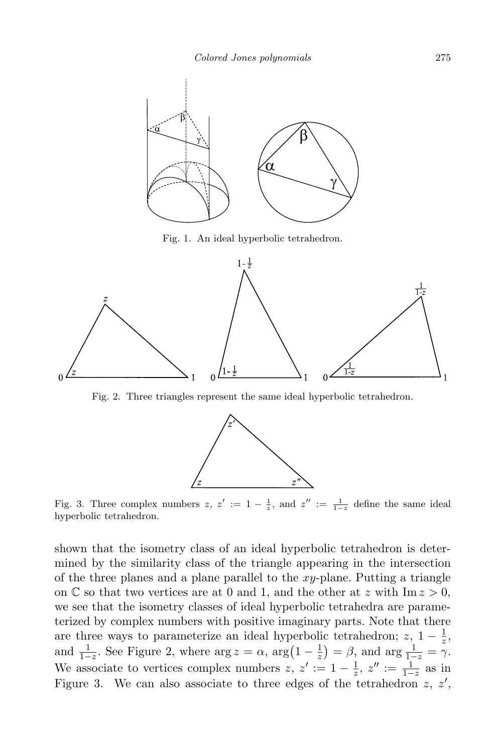Fig. 1. An ideal hyperbolic tetrahedron.

Fig. 2. Three triangles represent the same ideal hyperbolic tetrahedron.

Fig. 3. Three complex numbers $z$, $z' := 1 - \frac{1}{z}$, and $z'' := \frac{1}{1-z}$ define the same ideal hyperbolic tetrahedron.

shown that the isometry class of an ideal hyperbolic tetrahedron is determined by the similarity class of the triangle appearing in the intersection of the three planes and a plane parallel to the $xy$-plane. Putting a triangle on $\mathbb{C}$ so that two vertices are at 0 and 1, and the other at $z$ with $\operatorname{Im} z > 0$, we see that the isometry classes of ideal hyperbolic tetrahedra are parameterized by complex numbers with positive imaginary parts. Note that there are three ways to parameterize an ideal hyperbolic tetrahedron; $z$, $1 - \frac{1}{z}$, and $\frac{1}{1-z}$. See Figure 2, where $\arg z = \alpha$, $\arg\bigl(1 - \frac{1}{z}\bigr) = \beta$, and $\arg \frac{1}{1-z} = \gamma$. We associate to vertices complex numbers $z$, $z' := 1 - \frac{1}{z}$, $z'' := \frac{1}{1-z}$ as in Figure 3. We can also associate to three edges of the tetrahedron $z$, $z'$,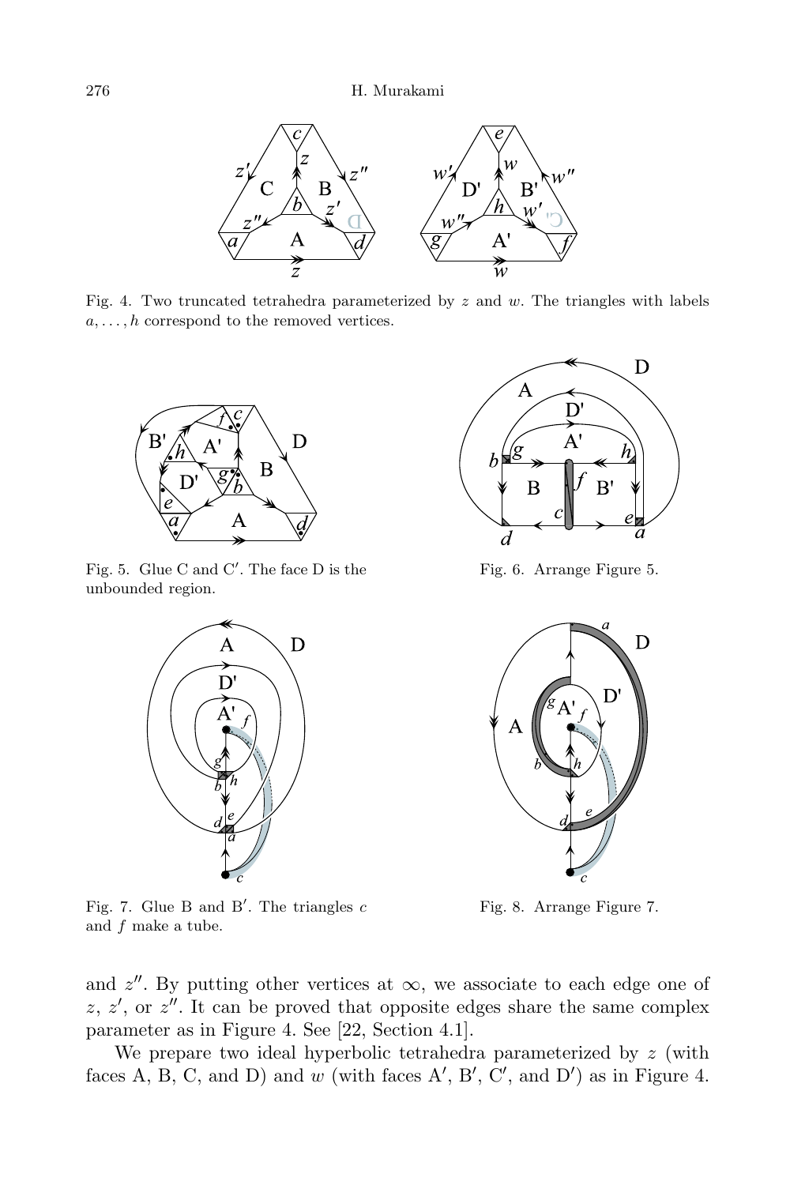Fig. 4. Two truncated tetrahedra parameterized by $z$ and $w$. The triangles with labels $a, \dots, h$ correspond to the removed vertices.

Fig. 5. Glue C and C′. The face D is the unbounded region.

Fig. 6. Arrange Figure 5.

Fig. 7. Glue B and B′. The triangles $c$ and $f$ make a tube.

Fig. 8. Arrange Figure 7.

and $z''$. By putting other vertices at $\infty$, we associate to each edge one of $z$, $z'$, or $z''$. It can be proved that opposite edges share the same complex parameter as in Figure 4. See [22, Section 4.1].

We prepare two ideal hyperbolic tetrahedra parameterized by $z$ (with faces A, B, C, and D) and $w$ (with faces A′, B′, C′, and D′) as in Figure 4.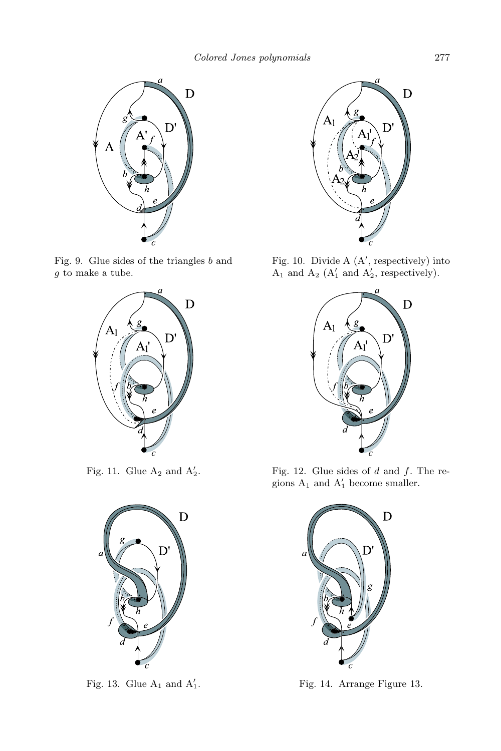Fig. 9. Glue sides of the triangles $b$ and $g$ to make a tube.

Fig. 10. Divide A (A′, respectively) into $\mathrm{A}_1$ and $\mathrm{A}_2$ ($\mathrm{A}'_1$ and $\mathrm{A}'_2$, respectively).

Fig. 11. Glue $\mathrm{A}_2$ and $\mathrm{A}'_2$.

Fig. 12. Glue sides of $d$ and $f$. The regions $\mathrm{A}_1$ and $\mathrm{A}'_1$ become smaller.

Fig. 13. Glue $\mathrm{A}_1$ and $\mathrm{A}'_1$.

Fig. 14. Arrange Figure 13.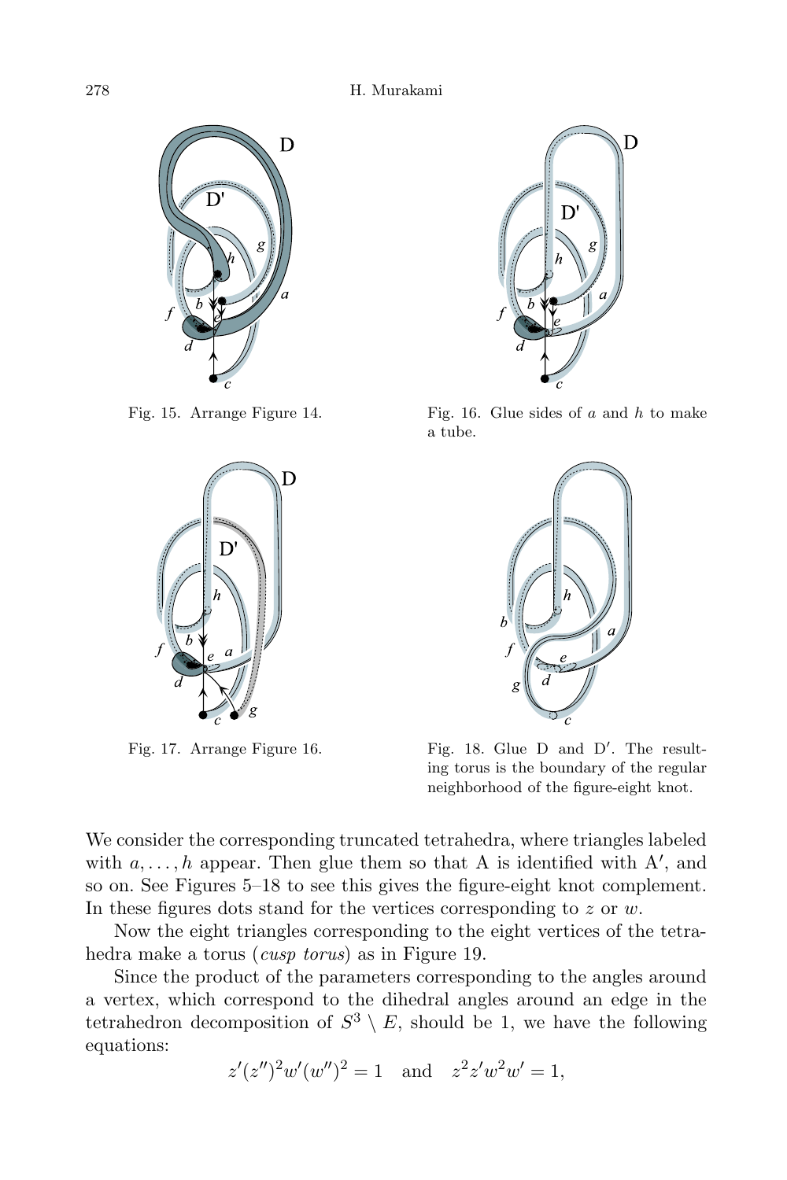Fig. 15. Arrange Figure 14.

Fig. 16. Glue sides of $a$ and $h$ to make a tube.

Fig. 17. Arrange Figure 16.

Fig. 18. Glue D and D′. The resulting torus is the boundary of the regular neighborhood of the figure-eight knot.

We consider the corresponding truncated tetrahedra, where triangles labeled with $a, \dots, h$ appear. Then glue them so that A is identified with A′, and so on. See Figures 5–18 to see this gives the figure-eight knot complement. In these figures dots stand for the vertices corresponding to $z$ or $w$.

Now the eight triangles corresponding to the eight vertices of the tetrahedra make a torus (*cusp torus*) as in Figure 19.

Since the product of the parameters corresponding to the angles around a vertex, which correspond to the dihedral angles around an edge in the tetrahedron decomposition of $S^3 \setminus E$, should be 1, we have the following equations:

$$z'(z'')^2 w'(w'')^2 = 1 \quad \text{and} \quad z^2 z' w^2 w' = 1,$$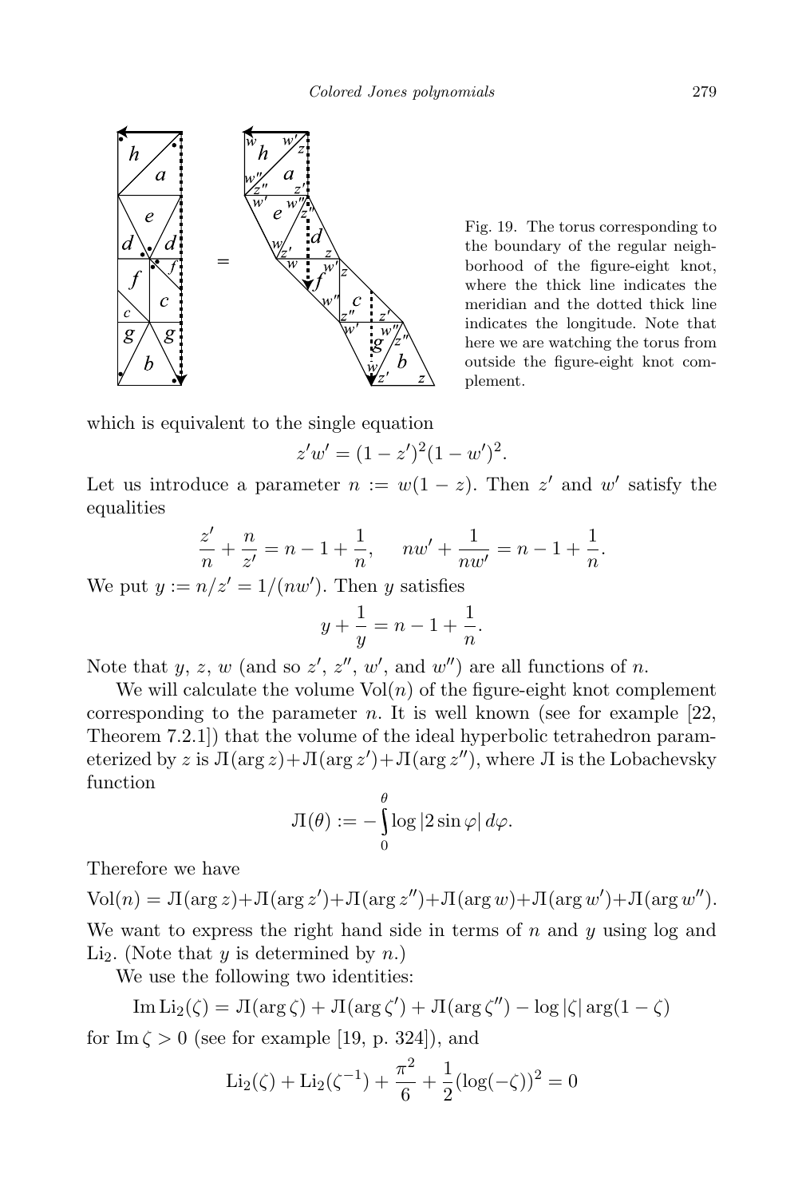Fig. 19. The torus corresponding to the boundary of the regular neighborhood of the figure-eight knot, where the thick line indicates the meridian and the dotted thick line indicates the longitude. Note that here we are watching the torus from outside the figure-eight knot complement.

which is equivalent to the single equation

$$z'w' = (1-z')^2(1-w')^2.$$

Let us introduce a parameter $n := w(1-z)$. Then $z'$ and $w'$ satisfy the equalities

$$\frac{z'}{n} + \frac{n}{z'} = n - 1 + \frac{1}{n}, \qquad nw' + \frac{1}{nw'} = n - 1 + \frac{1}{n}.$$

We put $y := n/z' = 1/(nw')$. Then $y$ satisfies

$$y + \frac{1}{y} = n - 1 + \frac{1}{n}.$$

Note that $y$, $z$, $w$ (and so $z'$, $z''$, $w'$, and $w''$) are all functions of $n$.

We will calculate the volume $\mathrm{Vol}(n)$ of the figure-eight knot complement corresponding to the parameter $n$. It is well known (see for example [22, Theorem 7.2.1]) that the volume of the ideal hyperbolic tetrahedron parameterized by $z$ is $Л(\arg z) + Л(\arg z') + Л(\arg z'')$, where $Л$ is the Lobachevsky function

$$Л(\theta) := -\int_0^\theta \log|2\sin\varphi|\,d\varphi.$$

Therefore we have

$$\mathrm{Vol}(n) = Л(\arg z) + Л(\arg z') + Л(\arg z'') + Л(\arg w) + Л(\arg w') + Л(\arg w'').$$

We want to express the right hand side in terms of $n$ and $y$ using log and $\mathrm{Li}_2$. (Note that $y$ is determined by $n$.)

We use the following two identities:

$$\mathrm{Im}\,\mathrm{Li}_2(\zeta) = Л(\arg\zeta) + Л(\arg\zeta') + Л(\arg\zeta'') - \log|\zeta|\arg(1-\zeta)$$

for $\mathrm{Im}\,\zeta > 0$ (see for example [19, p. 324]), and

$$\mathrm{Li}_2(\zeta) + \mathrm{Li}_2(\zeta^{-1}) + \frac{\pi^2}{6} + \frac{1}{2}(\log(-\zeta))^2 = 0$$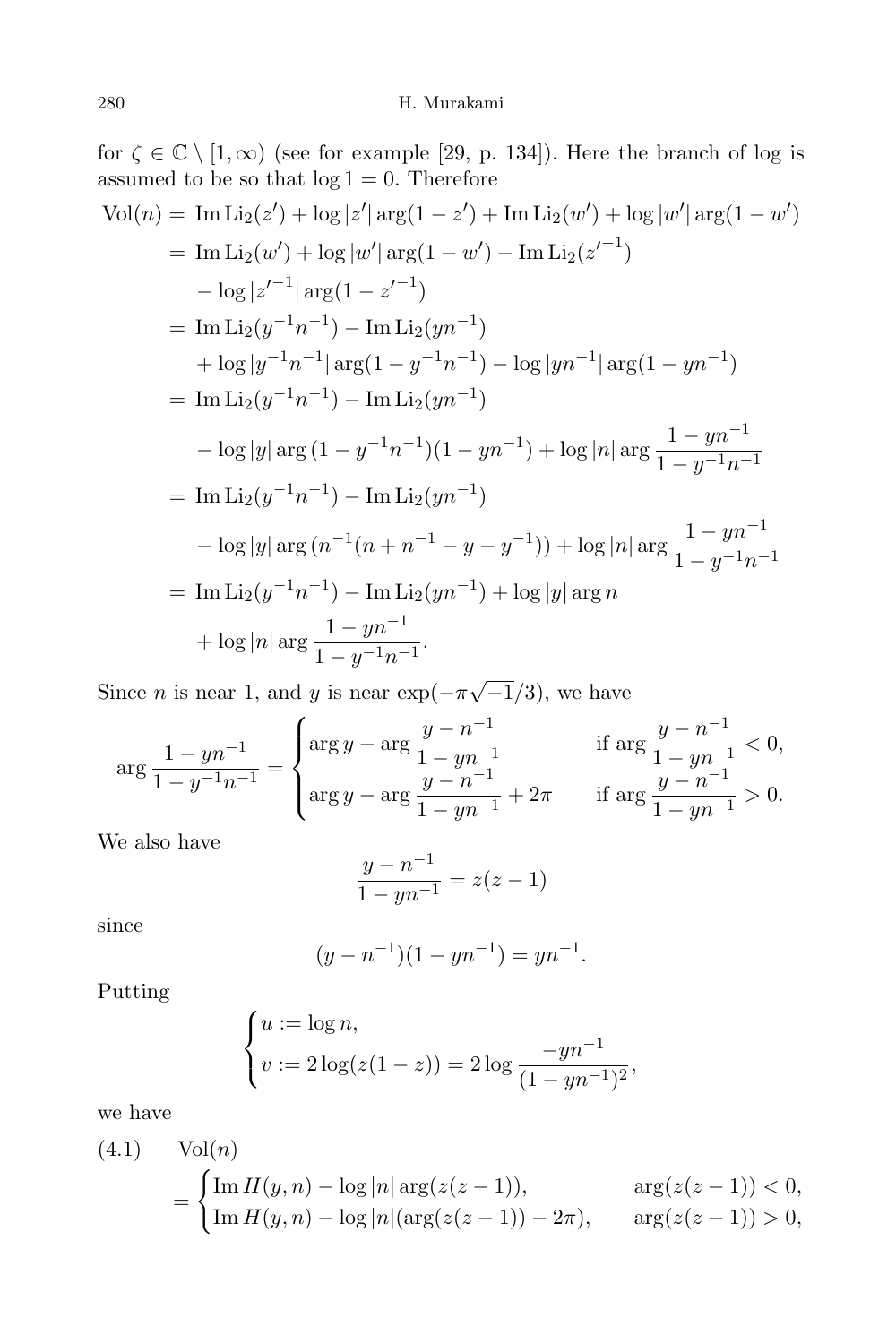for $\zeta \in \mathbb{C} \setminus [1, \infty)$ (see for example [29, p. 134]). Here the branch of log is assumed to be so that $\log 1 = 0$. Therefore

$$
\begin{aligned}
\operatorname{Vol}(n) &= \operatorname{Im} \operatorname{Li}_2(z') + \log|z'| \arg(1 - z') + \operatorname{Im} \operatorname{Li}_2(w') + \log|w'| \arg(1 - w') \\
&= \operatorname{Im} \operatorname{Li}_2(w') + \log|w'| \arg(1 - w') - \operatorname{Im} \operatorname{Li}_2({z'}^{-1}) \\
&\quad - \log|{z'}^{-1}| \arg(1 - {z'}^{-1}) \\
&= \operatorname{Im} \operatorname{Li}_2(y^{-1}n^{-1}) - \operatorname{Im} \operatorname{Li}_2(yn^{-1}) \\
&\quad + \log|y^{-1}n^{-1}| \arg(1 - y^{-1}n^{-1}) - \log|yn^{-1}| \arg(1 - yn^{-1}) \\
&= \operatorname{Im} \operatorname{Li}_2(y^{-1}n^{-1}) - \operatorname{Im} \operatorname{Li}_2(yn^{-1}) \\
&\quad - \log|y| \arg\,(1 - y^{-1}n^{-1})(1 - yn^{-1}) + \log|n| \arg \frac{1 - yn^{-1}}{1 - y^{-1}n^{-1}} \\
&= \operatorname{Im} \operatorname{Li}_2(y^{-1}n^{-1}) - \operatorname{Im} \operatorname{Li}_2(yn^{-1}) \\
&\quad - \log|y| \arg\,(n^{-1}(n + n^{-1} - y - y^{-1})) + \log|n| \arg \frac{1 - yn^{-1}}{1 - y^{-1}n^{-1}} \\
&= \operatorname{Im} \operatorname{Li}_2(y^{-1}n^{-1}) - \operatorname{Im} \operatorname{Li}_2(yn^{-1}) + \log|y| \arg n \\
&\quad + \log|n| \arg \frac{1 - yn^{-1}}{1 - y^{-1}n^{-1}}.
\end{aligned}
$$

Since $n$ is near 1, and $y$ is near $\exp(-\pi\sqrt{-1}/3)$, we have

$$
\arg \frac{1 - yn^{-1}}{1 - y^{-1}n^{-1}} =
\begin{cases}
\arg y - \arg \dfrac{y - n^{-1}}{1 - yn^{-1}} & \text{if } \arg \dfrac{y - n^{-1}}{1 - yn^{-1}} < 0, \\[2ex]
\arg y - \arg \dfrac{y - n^{-1}}{1 - yn^{-1}} + 2\pi & \text{if } \arg \dfrac{y - n^{-1}}{1 - yn^{-1}} > 0.
\end{cases}
$$

We also have

$$
\frac{y - n^{-1}}{1 - yn^{-1}} = z(z - 1)
$$

since

$$
(y - n^{-1})(1 - yn^{-1}) = yn^{-1}.
$$

Putting

$$
\begin{cases}
u := \log n, \\
v := 2 \log(z(1 - z)) = 2 \log \dfrac{-yn^{-1}}{(1 - yn^{-1})^2},
\end{cases}
$$

we have

(4.1) $\quad \operatorname{Vol}(n)$

$$
= \begin{cases}
\operatorname{Im} H(y, n) - \log|n| \arg(z(z - 1)), & \arg(z(z - 1)) < 0, \\
\operatorname{Im} H(y, n) - \log|n| (\arg(z(z - 1)) - 2\pi), & \arg(z(z - 1)) > 0,
\end{cases}
$$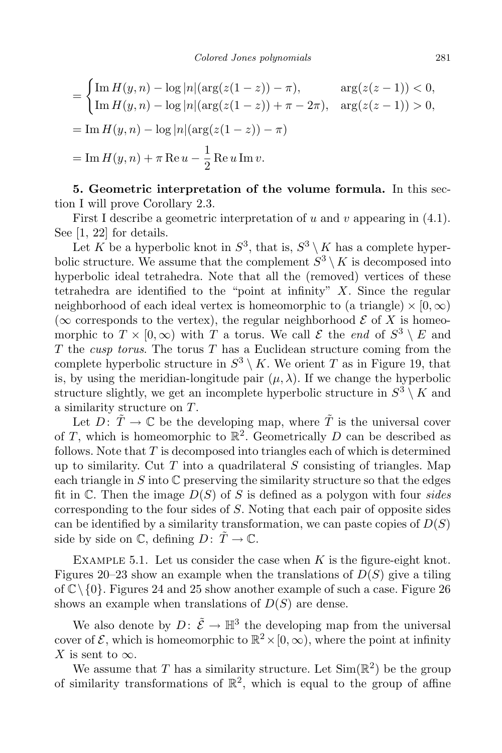$$
\begin{aligned}
&= \begin{cases} \operatorname{Im} H(y,n) - \log|n|(\arg(z(1-z)) - \pi), & \arg(z(z-1)) < 0, \\ \operatorname{Im} H(y,n) - \log|n|(\arg(z(1-z)) + \pi - 2\pi), & \arg(z(z-1)) > 0, \end{cases} \\
&= \operatorname{Im} H(y,n) - \log|n|(\arg(z(1-z)) - \pi) \\
&= \operatorname{Im} H(y,n) + \pi \operatorname{Re} u - \frac{1}{2} \operatorname{Re} u \operatorname{Im} v.
\end{aligned}
$$

**5. Geometric interpretation of the volume formula.** In this section I will prove Corollary 2.3.

First I describe a geometric interpretation of $u$ and $v$ appearing in (4.1). See [1, 22] for details.

Let $K$ be a hyperbolic knot in $S^3$, that is, $S^3 \setminus K$ has a complete hyperbolic structure. We assume that the complement $S^3 \setminus K$ is decomposed into hyperbolic ideal tetrahedra. Note that all the (removed) vertices of these tetrahedra are identified to the "point at infinity" $X$. Since the regular neighborhood of each ideal vertex is homeomorphic to (a triangle) $\times [0,\infty)$ ($\infty$ corresponds to the vertex), the regular neighborhood $\mathcal{E}$ of $X$ is homeomorphic to $T \times [0,\infty)$ with $T$ a torus. We call $\mathcal{E}$ the *end* of $S^3 \setminus E$ and $T$ the *cusp torus*. The torus $T$ has a Euclidean structure coming from the complete hyperbolic structure in $S^3 \setminus K$. We orient $T$ as in Figure 19, that is, by using the meridian-longitude pair $(\mu, \lambda)$. If we change the hyperbolic structure slightly, we get an incomplete hyperbolic structure in $S^3 \setminus K$ and a similarity structure on $T$.

Let $D\colon \tilde{T} \to \mathbb{C}$ be the developing map, where $\tilde{T}$ is the universal cover of $T$, which is homeomorphic to $\mathbb{R}^2$. Geometrically $D$ can be described as follows. Note that $T$ is decomposed into triangles each of which is determined up to similarity. Cut $T$ into a quadrilateral $S$ consisting of triangles. Map each triangle in $S$ into $\mathbb{C}$ preserving the similarity structure so that the edges fit in $\mathbb{C}$. Then the image $D(S)$ of $S$ is defined as a polygon with four *sides* corresponding to the four sides of $S$. Noting that each pair of opposite sides can be identified by a similarity transformation, we can paste copies of $D(S)$ side by side on $\mathbb{C}$, defining $D\colon \tilde{T} \to \mathbb{C}$.

EXAMPLE 5.1. Let us consider the case when $K$ is the figure-eight knot. Figures 20–23 show an example when the translations of $D(S)$ give a tiling of $\mathbb{C} \setminus \{0\}$. Figures 24 and 25 show another example of such a case. Figure 26 shows an example when translations of $D(S)$ are dense.

We also denote by $D\colon \tilde{\mathcal{E}} \to \mathbb{H}^3$ the developing map from the universal cover of $\mathcal{E}$, which is homeomorphic to $\mathbb{R}^2 \times [0,\infty)$, where the point at infinity $X$ is sent to $\infty$.

We assume that $T$ has a similarity structure. Let $\operatorname{Sim}(\mathbb{R}^2)$ be the group of similarity transformations of $\mathbb{R}^2$, which is equal to the group of affine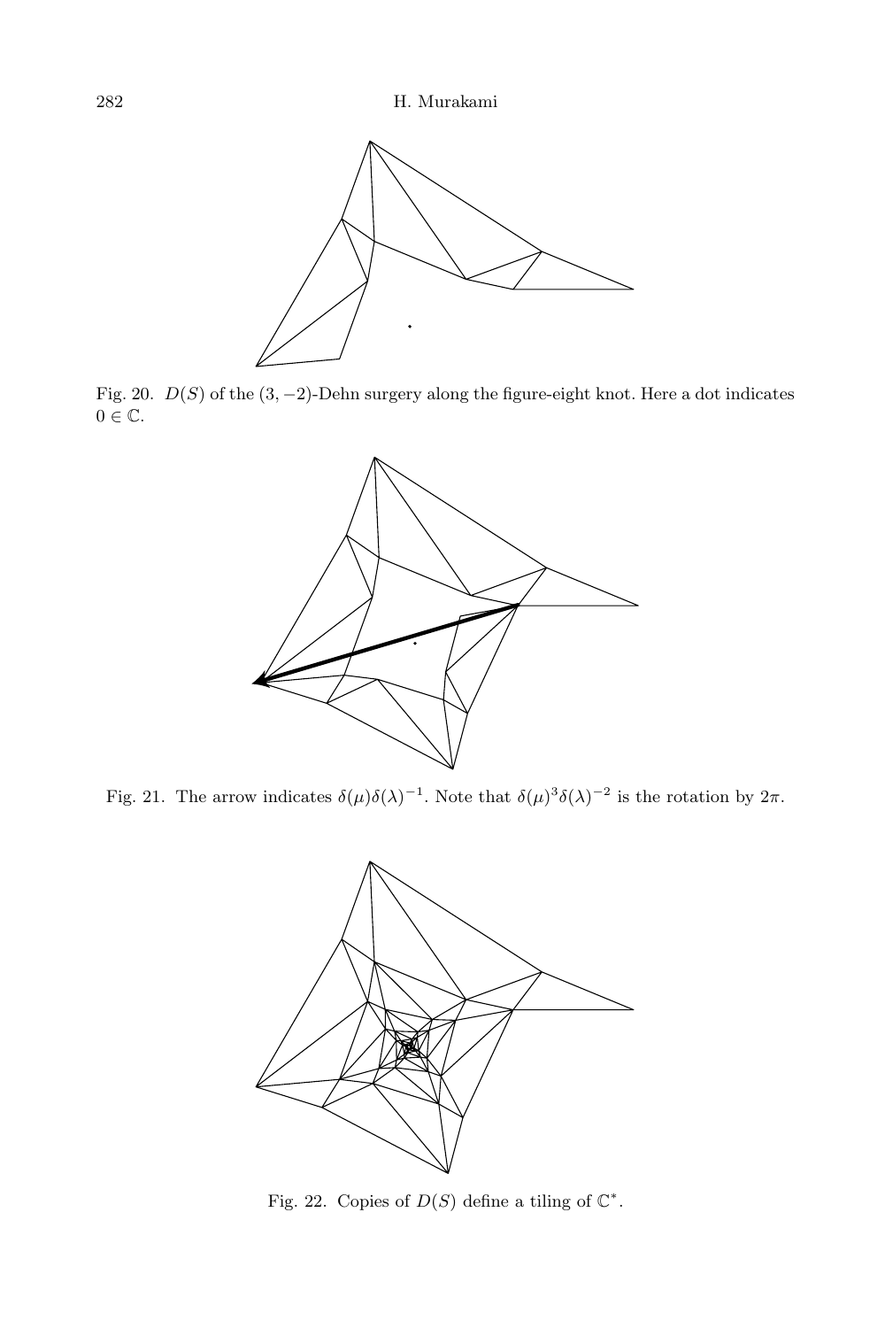Fig. 20. $D(S)$ of the $(3,-2)$-Dehn surgery along the figure-eight knot. Here a dot indicates $0 \in \mathbb{C}$.

Fig. 21. The arrow indicates $\delta(\mu)\delta(\lambda)^{-1}$. Note that $\delta(\mu)^3\delta(\lambda)^{-2}$ is the rotation by $2\pi$.

Fig. 22. Copies of $D(S)$ define a tiling of $\mathbb{C}^*$.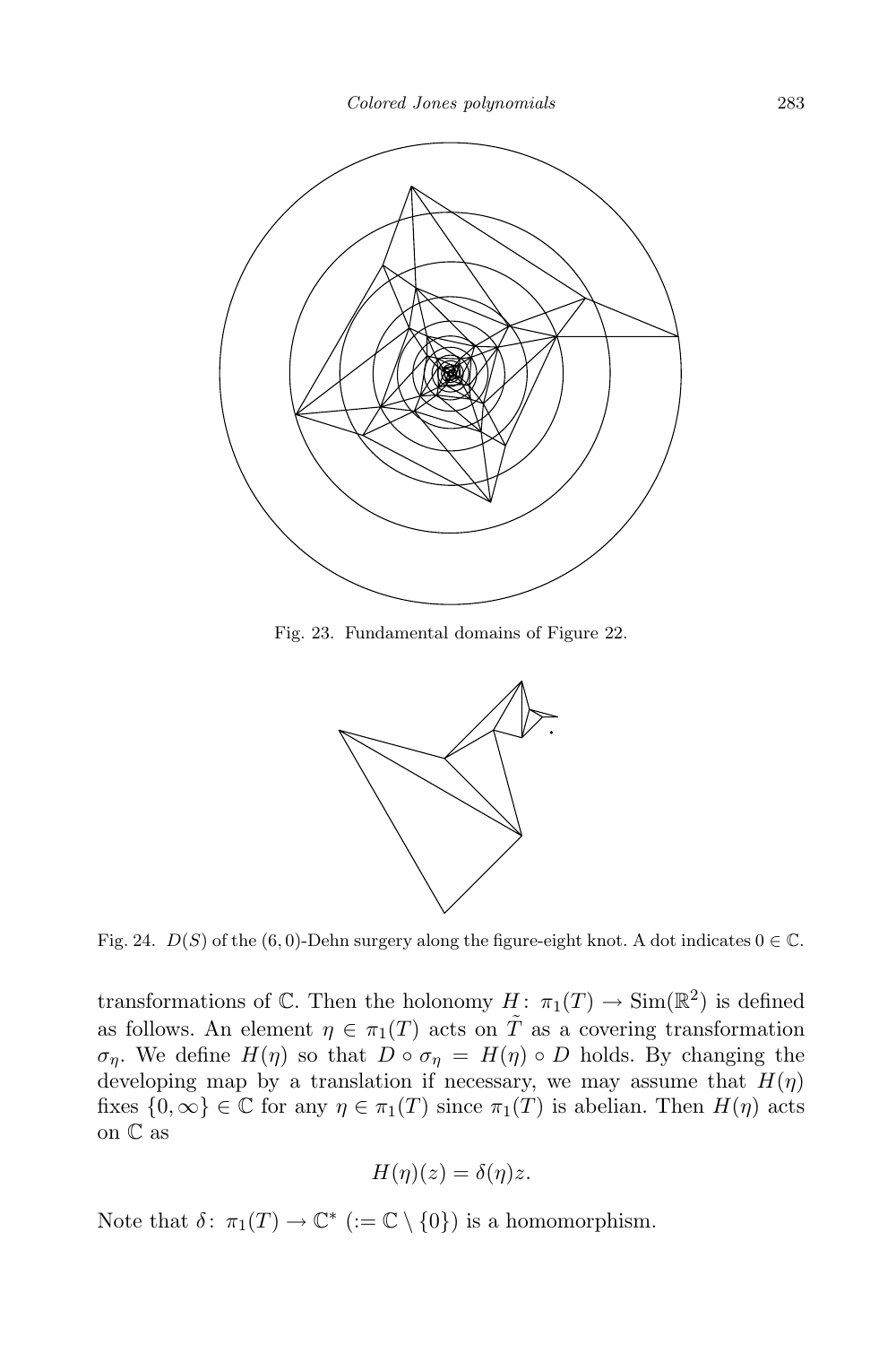Fig. 23. Fundamental domains of Figure 22.

Fig. 24. $D(S)$ of the $(6, 0)$-Dehn surgery along the figure-eight knot. A dot indicates $0 \in \mathbb{C}$.

transformations of $\mathbb{C}$. Then the holonomy $H\colon \pi_1(T) \to \mathrm{Sim}(\mathbb{R}^2)$ is defined as follows. An element $\eta \in \pi_1(T)$ acts on $\tilde{T}$ as a covering transformation $\sigma_\eta$. We define $H(\eta)$ so that $D \circ \sigma_\eta = H(\eta) \circ D$ holds. By changing the developing map by a translation if necessary, we may assume that $H(\eta)$ fixes $\{0, \infty\} \in \mathbb{C}$ for any $\eta \in \pi_1(T)$ since $\pi_1(T)$ is abelian. Then $H(\eta)$ acts on $\mathbb{C}$ as

$$H(\eta)(z) = \delta(\eta)z.$$

Note that $\delta\colon \pi_1(T) \to \mathbb{C}^*$ $(:= \mathbb{C} \setminus \{0\})$ is a homomorphism.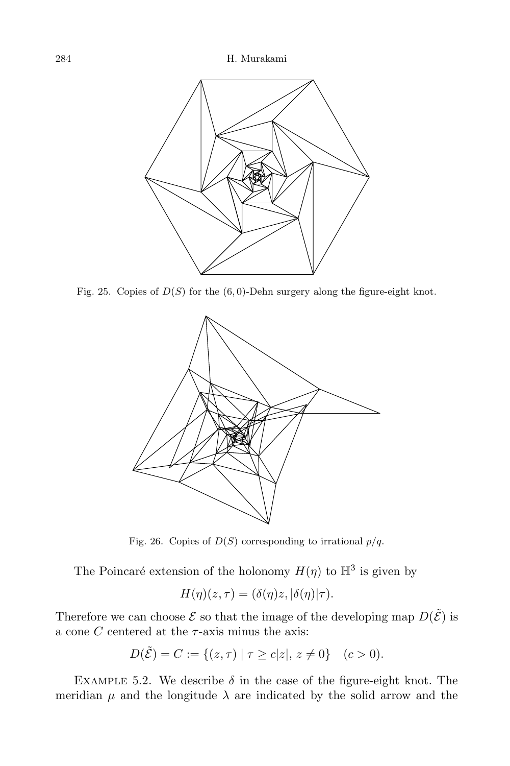Fig. 25. Copies of $D(S)$ for the $(6,0)$-Dehn surgery along the figure-eight knot.

Fig. 26. Copies of $D(S)$ corresponding to irrational $p/q$.

The Poincaré extension of the holonomy $H(\eta)$ to $\mathbb{H}^3$ is given by

$$H(\eta)(z,\tau) = (\delta(\eta)z, |\delta(\eta)|\tau).$$

Therefore we can choose $\mathcal{E}$ so that the image of the developing map $D(\tilde{\mathcal{E}})$ is a cone $C$ centered at the $\tau$-axis minus the axis:

$$D(\tilde{\mathcal{E}}) = C := \{(z,\tau) \mid \tau \geq c|z|,\, z \neq 0\} \quad (c > 0).$$

Example 5.2. We describe $\delta$ in the case of the figure-eight knot. The meridian $\mu$ and the longitude $\lambda$ are indicated by the solid arrow and the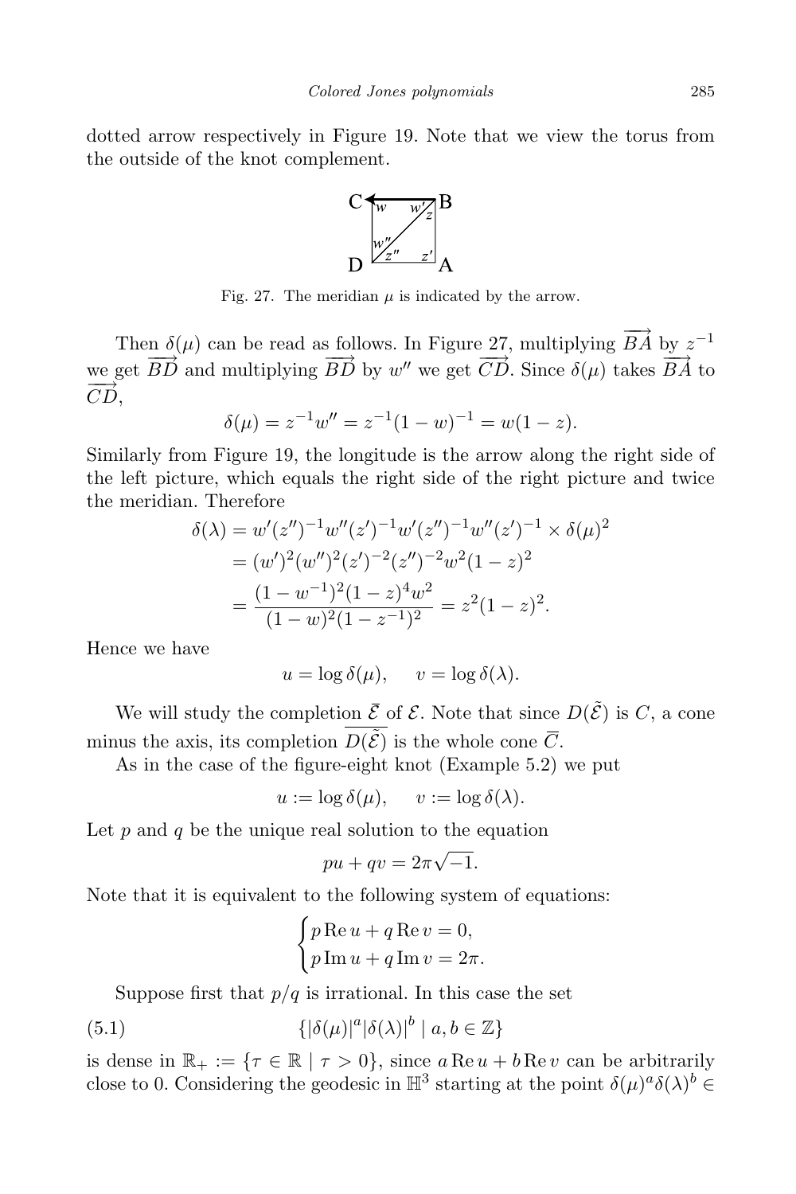dotted arrow respectively in Figure 19. Note that we view the torus from the outside of the knot complement.

Fig. 27. The meridian $\mu$ is indicated by the arrow.

Then $\delta(\mu)$ can be read as follows. In Figure 27, multiplying $\overrightarrow{BA}$ by $z^{-1}$ we get $\overrightarrow{BD}$ and multiplying $\overrightarrow{BD}$ by $w''$ we get $\overrightarrow{CD}$. Since $\delta(\mu)$ takes $\overrightarrow{BA}$ to $\overrightarrow{CD}$,

$$\delta(\mu) = z^{-1}w'' = z^{-1}(1-w)^{-1} = w(1-z).$$

Similarly from Figure 19, the longitude is the arrow along the right side of the left picture, which equals the right side of the right picture and twice the meridian. Therefore

$$\begin{aligned}
\delta(\lambda) &= w'(z'')^{-1}w''(z')^{-1}w'(z'')^{-1}w''(z')^{-1} \times \delta(\mu)^2 \\
&= (w')^2(w'')^2(z')^{-2}(z'')^{-2}w^2(1-z)^2 \\
&= \frac{(1-w^{-1})^2(1-z)^4w^2}{(1-w)^2(1-z^{-1})^2} = z^2(1-z)^2.
\end{aligned}$$

Hence we have

$$u = \log \delta(\mu), \qquad v = \log \delta(\lambda).$$

We will study the completion $\overline{\mathcal{E}}$ of $\mathcal{E}$. Note that since $D(\tilde{\mathcal{E}})$ is $C$, a cone minus the axis, its completion $\overline{D(\tilde{\mathcal{E}})}$ is the whole cone $\overline{C}$.

As in the case of the figure-eight knot (Example 5.2) we put

$$u := \log \delta(\mu), \qquad v := \log \delta(\lambda).$$

Let $p$ and $q$ be the unique real solution to the equation

$$pu + qv = 2\pi\sqrt{-1}.$$

Note that it is equivalent to the following system of equations:

$$\begin{cases} p \operatorname{Re} u + q \operatorname{Re} v = 0, \\ p \operatorname{Im} u + q \operatorname{Im} v = 2\pi. \end{cases}$$

Suppose first that $p/q$ is irrational. In this case the set

$$\{|\delta(\mu)|^a |\delta(\lambda)|^b \mid a, b \in \mathbb{Z}\} \tag{5.1}$$

is dense in $\mathbb{R}_+ := \{\tau \in \mathbb{R} \mid \tau > 0\}$, since $a \operatorname{Re} u + b \operatorname{Re} v$ can be arbitrarily close to 0. Considering the geodesic in $\mathbb{H}^3$ starting at the point $\delta(\mu)^a\delta(\lambda)^b \in$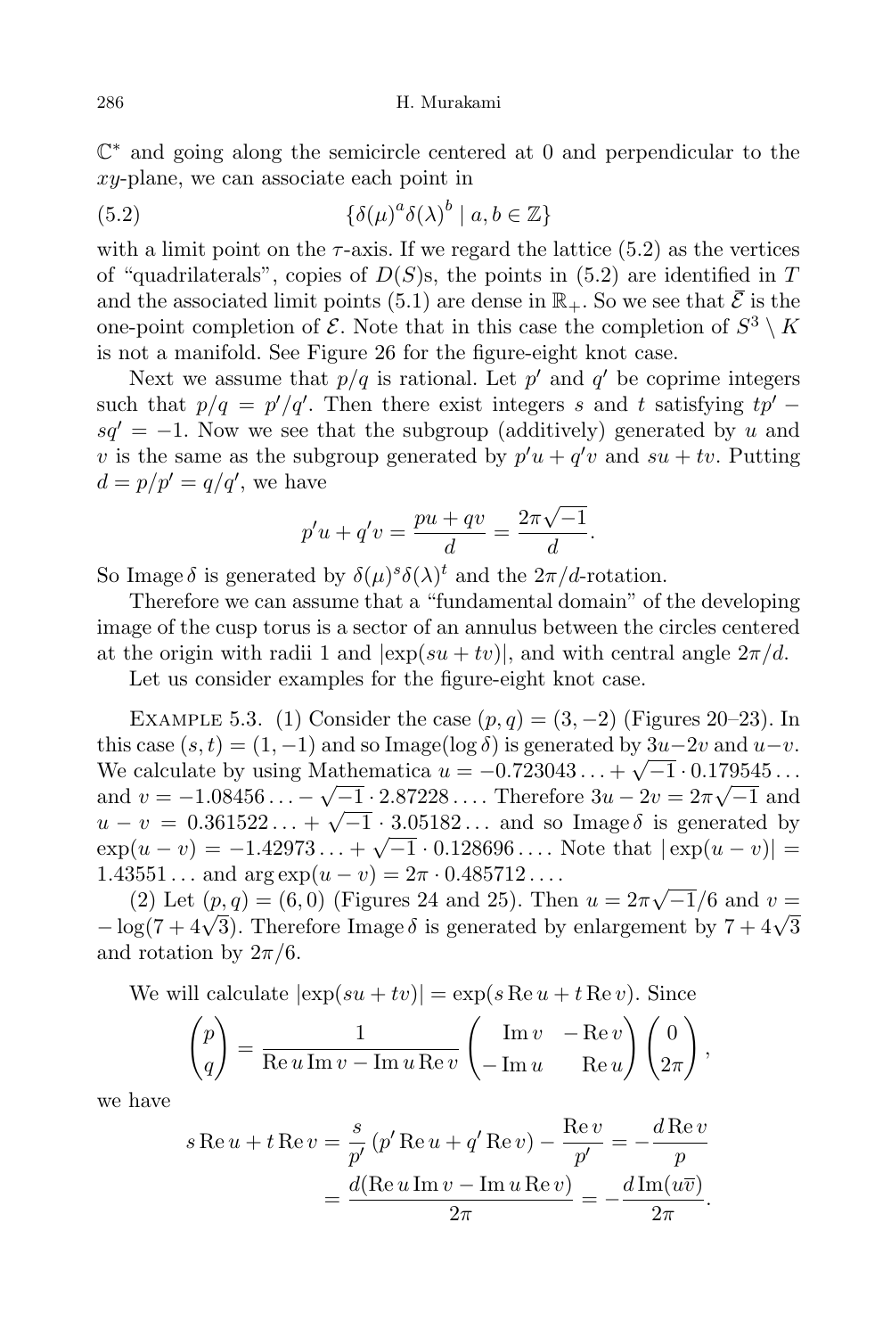$\mathbb{C}^*$ and going along the semicircle centered at 0 and perpendicular to the $xy$-plane, we can associate each point in

$$\{\delta(\mu)^a \delta(\lambda)^b \mid a, b \in \mathbb{Z}\} \tag{5.2}$$

with a limit point on the $\tau$-axis. If we regard the lattice (5.2) as the vertices of "quadrilaterals", copies of $D(S)$s, the points in (5.2) are identified in $T$ and the associated limit points (5.1) are dense in $\mathbb{R}_+$. So we see that $\bar{\mathcal{E}}$ is the one-point completion of $\mathcal{E}$. Note that in this case the completion of $S^3 \setminus K$ is not a manifold. See Figure 26 for the figure-eight knot case.

Next we assume that $p/q$ is rational. Let $p'$ and $q'$ be coprime integers such that $p/q = p'/q'$. Then there exist integers $s$ and $t$ satisfying $tp' - sq' = -1$. Now we see that the subgroup (additively) generated by $u$ and $v$ is the same as the subgroup generated by $p'u + q'v$ and $su + tv$. Putting $d = p/p' = q/q'$, we have

$$p'u + q'v = \frac{pu + qv}{d} = \frac{2\pi\sqrt{-1}}{d}.$$

So $\operatorname{Image}\delta$ is generated by $\delta(\mu)^s \delta(\lambda)^t$ and the $2\pi/d$-rotation.

Therefore we can assume that a "fundamental domain" of the developing image of the cusp torus is a sector of an annulus between the circles centered at the origin with radii 1 and $|\exp(su + tv)|$, and with central angle $2\pi/d$.

Let us consider examples for the figure-eight knot case.

Example 5.3. (1) Consider the case $(p, q) = (3, -2)$ (Figures 20–23). In this case $(s, t) = (1, -1)$ and so $\operatorname{Image}(\log \delta)$ is generated by $3u - 2v$ and $u - v$. We calculate by using Mathematica $u = -0.723043\ldots + \sqrt{-1} \cdot 0.179545\ldots$ and $v = -1.08456\ldots - \sqrt{-1} \cdot 2.87228\ldots$. Therefore $3u - 2v = 2\pi\sqrt{-1}$ and $u - v = 0.361522\ldots + \sqrt{-1} \cdot 3.05182\ldots$ and so $\operatorname{Image}\delta$ is generated by $\exp(u - v) = -1.42973\ldots + \sqrt{-1} \cdot 0.128696\ldots$. Note that $|\exp(u - v)| = 1.43551\ldots$ and $\arg \exp(u - v) = 2\pi \cdot 0.485712\ldots$.

(2) Let $(p, q) = (6, 0)$ (Figures 24 and 25). Then $u = 2\pi\sqrt{-1}/6$ and $v = -\log(7 + 4\sqrt{3})$. Therefore $\operatorname{Image}\delta$ is generated by enlargement by $7 + 4\sqrt{3}$ and rotation by $2\pi/6$.

We will calculate $|\exp(su + tv)| = \exp(s \operatorname{Re} u + t \operatorname{Re} v)$. Since

$$\begin{pmatrix} p \\ q \end{pmatrix} = \frac{1}{\operatorname{Re} u \operatorname{Im} v - \operatorname{Im} u \operatorname{Re} v} \begin{pmatrix} \operatorname{Im} v & -\operatorname{Re} v \\ -\operatorname{Im} u & \operatorname{Re} u \end{pmatrix} \begin{pmatrix} 0 \\ 2\pi \end{pmatrix},$$

we have

$$\begin{aligned} s \operatorname{Re} u + t \operatorname{Re} v &= \frac{s}{p'} \left( p' \operatorname{Re} u + q' \operatorname{Re} v \right) - \frac{\operatorname{Re} v}{p'} = -\frac{d \operatorname{Re} v}{p} \\ &= \frac{d(\operatorname{Re} u \operatorname{Im} v - \operatorname{Im} u \operatorname{Re} v)}{2\pi} = -\frac{d \operatorname{Im}(u\overline{v})}{2\pi}. \end{aligned}$$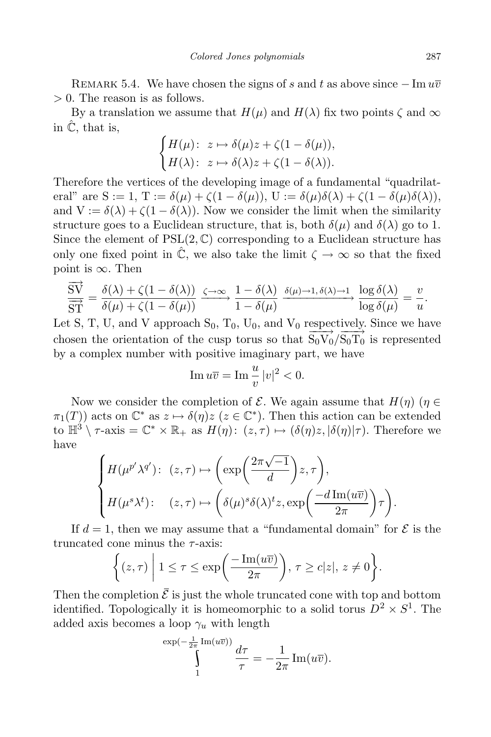Remark 5.4. We have chosen the signs of $s$ and $t$ as above since $-\operatorname{Im} u\overline{v} > 0$. The reason is as follows.

By a translation we assume that $H(\mu)$ and $H(\lambda)$ fix two points $\zeta$ and $\infty$ in $\hat{\mathbb{C}}$, that is,

$$\begin{cases} H(\mu)\colon\ z \mapsto \delta(\mu)z + \zeta(1-\delta(\mu)), \\ H(\lambda)\colon\ z \mapsto \delta(\lambda)z + \zeta(1-\delta(\lambda)). \end{cases}$$

Therefore the vertices of the developing image of a fundamental "quadrilateral" are $\mathrm{S} := 1$, $\mathrm{T} := \delta(\mu) + \zeta(1-\delta(\mu))$, $\mathrm{U} := \delta(\mu)\delta(\lambda) + \zeta(1-\delta(\mu)\delta(\lambda))$, and $\mathrm{V} := \delta(\lambda) + \zeta(1-\delta(\lambda))$. Now we consider the limit when the similarity structure goes to a Euclidean structure, that is, both $\delta(\mu)$ and $\delta(\lambda)$ go to 1. Since the element of $\mathrm{PSL}(2,\mathbb{C})$ corresponding to a Euclidean structure has only one fixed point in $\hat{\mathbb{C}}$, we also take the limit $\zeta \to \infty$ so that the fixed point is $\infty$. Then

$$\frac{\overrightarrow{\mathrm{SV}}}{\overrightarrow{\mathrm{ST}}} = \frac{\delta(\lambda) + \zeta(1-\delta(\lambda))}{\delta(\mu) + \zeta(1-\delta(\mu))} \xrightarrow{\zeta\to\infty} \frac{1-\delta(\lambda)}{1-\delta(\mu)} \xrightarrow{\delta(\mu)\to 1,\, \delta(\lambda)\to 1} \frac{\log\delta(\lambda)}{\log\delta(\mu)} = \frac{v}{u}.$$

Let S, T, U, and V approach $\mathrm{S}_0$, $\mathrm{T}_0$, $\mathrm{U}_0$, and $\mathrm{V}_0$ respectively. Since we have chosen the orientation of the cusp torus so that $\overrightarrow{\mathrm{S}_0\mathrm{V}_0}/\overrightarrow{\mathrm{S}_0\mathrm{T}_0}$ is represented by a complex number with positive imaginary part, we have

$$\operatorname{Im} u\overline{v} = \operatorname{Im}\frac{u}{v}\,|v|^2 < 0.$$

Now we consider the completion of $\mathcal{E}$. We again assume that $H(\eta)$ ($\eta \in \pi_1(T)$) acts on $\mathbb{C}^*$ as $z \mapsto \delta(\eta)z$ ($z \in \mathbb{C}^*$). Then this action can be extended to $\mathbb{H}^3 \setminus \tau\text{-axis} = \mathbb{C}^* \times \mathbb{R}_+$ as $H(\eta)\colon (z,\tau) \mapsto (\delta(\eta)z, |\delta(\eta)|\tau)$. Therefore we have

$$\begin{cases} H(\mu^{p'}\lambda^{q'})\colon\ (z,\tau) \mapsto \left(\exp\left(\dfrac{2\pi\sqrt{-1}}{d}\right)z, \tau\right), \\[2ex] H(\mu^{s}\lambda^{t})\colon\quad (z,\tau) \mapsto \left(\delta(\mu)^s\delta(\lambda)^t z, \exp\left(\dfrac{-d\operatorname{Im}(u\overline{v})}{2\pi}\right)\tau\right). \end{cases}$$

If $d = 1$, then we may assume that a "fundamental domain" for $\mathcal{E}$ is the truncated cone minus the $\tau$-axis:

$$\left\{(z,\tau)\ \middle|\ 1 \le \tau \le \exp\left(\frac{-\operatorname{Im}(u\overline{v})}{2\pi}\right),\ \tau \ge c|z|,\ z \ne 0\right\}.$$

Then the completion $\overline{\mathcal{E}}$ is just the whole truncated cone with top and bottom identified. Topologically it is homeomorphic to a solid torus $D^2 \times S^1$. The added axis becomes a loop $\gamma_u$ with length

$$\int_1^{\exp(-\frac{1}{2\pi}\operatorname{Im}(u\overline{v}))} \frac{d\tau}{\tau} = -\frac{1}{2\pi}\operatorname{Im}(u\overline{v}).$$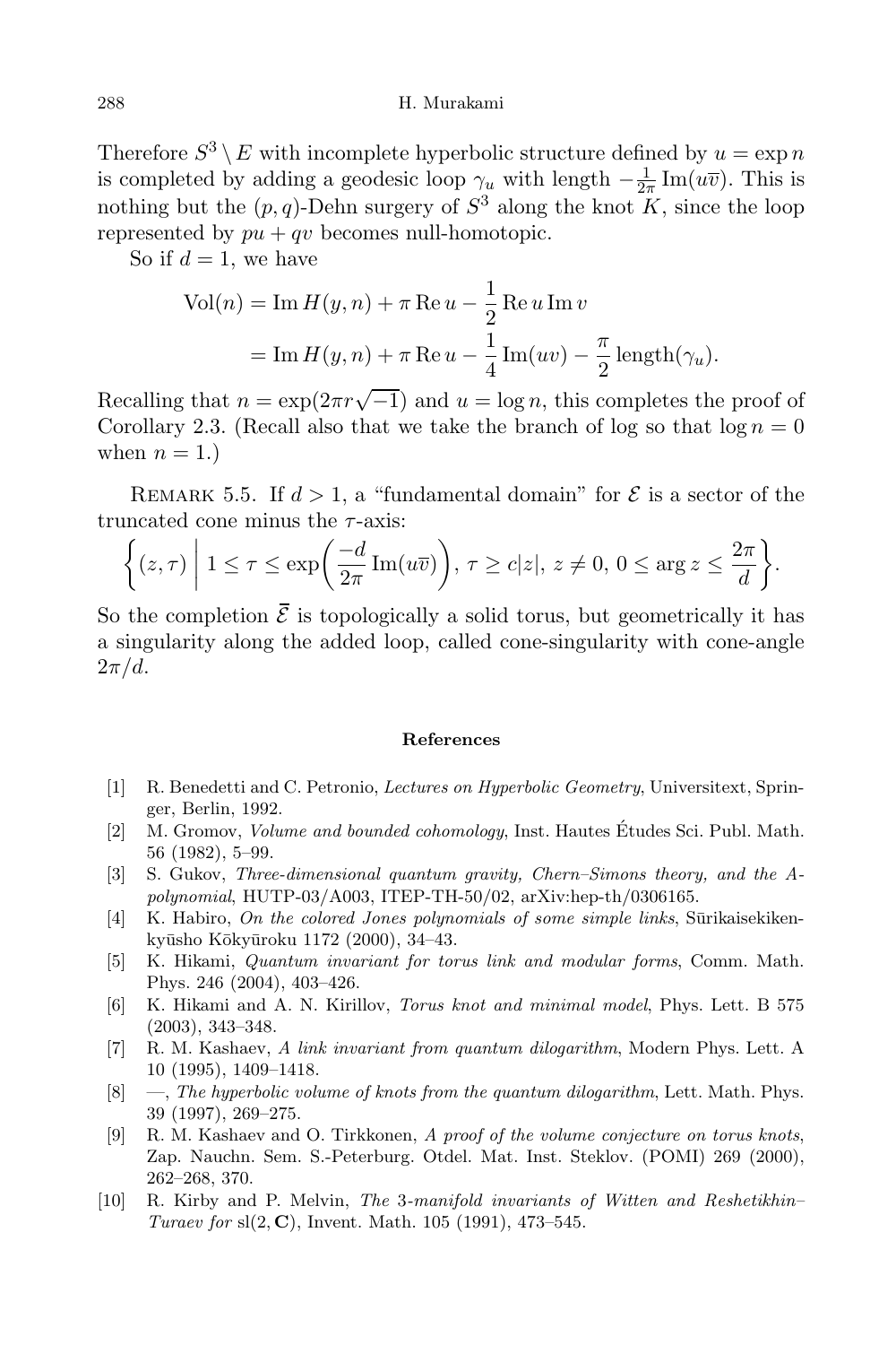Therefore $S^3 \setminus E$ with incomplete hyperbolic structure defined by $u = \exp n$ is completed by adding a geodesic loop $\gamma_u$ with length $-\frac{1}{2\pi}\operatorname{Im}(u\overline{v})$. This is nothing but the $(p,q)$-Dehn surgery of $S^3$ along the knot $K$, since the loop represented by $pu + qv$ becomes null-homotopic.

So if $d = 1$, we have

$$
\begin{aligned}
\operatorname{Vol}(n) &= \operatorname{Im} H(y,n) + \pi \operatorname{Re} u - \frac{1}{2}\operatorname{Re} u \operatorname{Im} v \\
&= \operatorname{Im} H(y,n) + \pi \operatorname{Re} u - \frac{1}{4}\operatorname{Im}(uv) - \frac{\pi}{2}\operatorname{length}(\gamma_u).
\end{aligned}
$$

Recalling that $n = \exp(2\pi r\sqrt{-1})$ and $u = \log n$, this completes the proof of Corollary 2.3. (Recall also that we take the branch of log so that $\log n = 0$ when $n = 1$.)

Remark 5.5. If $d > 1$, a "fundamental domain" for $\mathcal{E}$ is a sector of the truncated cone minus the $\tau$-axis:

$$
\left\{ (z,\tau) \;\middle|\; 1 \le \tau \le \exp\left(\frac{-d}{2\pi}\operatorname{Im}(u\overline{v})\right),\, \tau \ge c|z|,\, z \ne 0,\, 0 \le \arg z \le \frac{2\pi}{d} \right\}.
$$

So the completion $\overline{\mathcal{E}}$ is topologically a solid torus, but geometrically it has a singularity along the added loop, called cone-singularity with cone-angle $2\pi/d$.

## References

[1] R. Benedetti and C. Petronio, *Lectures on Hyperbolic Geometry*, Universitext, Springer, Berlin, 1992.

[2] M. Gromov, *Volume and bounded cohomology*, Inst. Hautes Études Sci. Publ. Math. 56 (1982), 5–99.

[3] S. Gukov, *Three-dimensional quantum gravity, Chern–Simons theory, and the A-polynomial*, HUTP-03/A003, ITEP-TH-50/02, arXiv:hep-th/0306165.

[4] K. Habiro, *On the colored Jones polynomials of some simple links*, Sūrikaisekikenkyūsho Kōkyūroku 1172 (2000), 34–43.

[5] K. Hikami, *Quantum invariant for torus link and modular forms*, Comm. Math. Phys. 246 (2004), 403–426.

[6] K. Hikami and A. N. Kirillov, *Torus knot and minimal model*, Phys. Lett. B 575 (2003), 343–348.

[7] R. M. Kashaev, *A link invariant from quantum dilogarithm*, Modern Phys. Lett. A 10 (1995), 1409–1418.

[8] —, *The hyperbolic volume of knots from the quantum dilogarithm*, Lett. Math. Phys. 39 (1997), 269–275.

[9] R. M. Kashaev and O. Tirkkonen, *A proof of the volume conjecture on torus knots*, Zap. Nauchn. Sem. S.-Peterburg. Otdel. Mat. Inst. Steklov. (POMI) 269 (2000), 262–268, 370.

[10] R. Kirby and P. Melvin, *The 3-manifold invariants of Witten and Reshetikhin–Turaev for* $\mathrm{sl}(2,\mathbf{C})$, Invent. Math. 105 (1991), 473–545.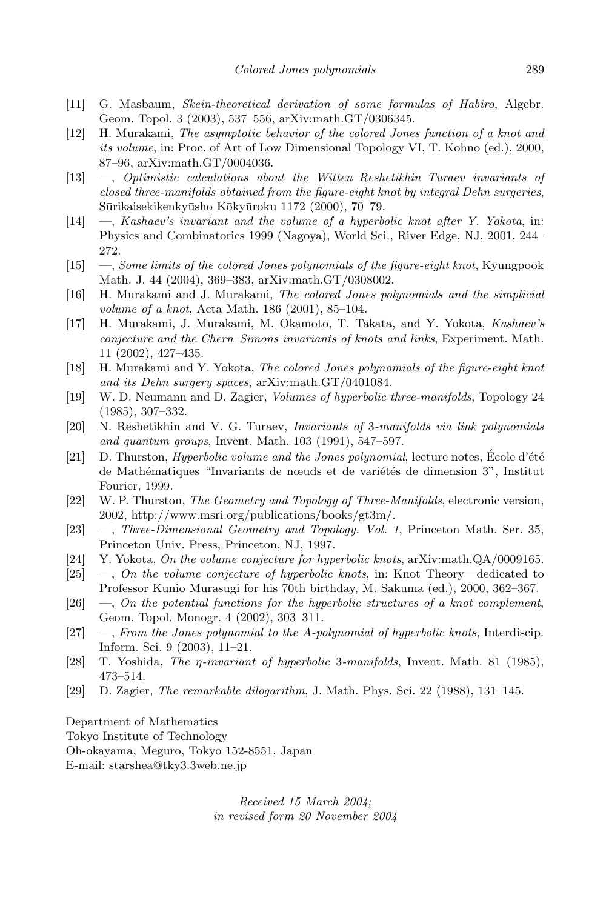[11] G. Masbaum, *Skein-theoretical derivation of some formulas of Habiro*, Algebr. Geom. Topol. 3 (2003), 537–556, arXiv:math.GT/0306345.

[12] H. Murakami, *The asymptotic behavior of the colored Jones function of a knot and its volume*, in: Proc. of Art of Low Dimensional Topology VI, T. Kohno (ed.), 2000, 87–96, arXiv:math.GT/0004036.

[13] —, *Optimistic calculations about the Witten–Reshetikhin–Turaev invariants of closed three-manifolds obtained from the figure-eight knot by integral Dehn surgeries*, Sūrikaisekikenkyūsho Kōkyūroku 1172 (2000), 70–79.

[14] —, *Kashaev's invariant and the volume of a hyperbolic knot after Y. Yokota*, in: Physics and Combinatorics 1999 (Nagoya), World Sci., River Edge, NJ, 2001, 244–272.

[15] —, *Some limits of the colored Jones polynomials of the figure-eight knot*, Kyungpook Math. J. 44 (2004), 369–383, arXiv:math.GT/0308002.

[16] H. Murakami and J. Murakami, *The colored Jones polynomials and the simplicial volume of a knot*, Acta Math. 186 (2001), 85–104.

[17] H. Murakami, J. Murakami, M. Okamoto, T. Takata, and Y. Yokota, *Kashaev's conjecture and the Chern–Simons invariants of knots and links*, Experiment. Math. 11 (2002), 427–435.

[18] H. Murakami and Y. Yokota, *The colored Jones polynomials of the figure-eight knot and its Dehn surgery spaces*, arXiv:math.GT/0401084.

[19] W. D. Neumann and D. Zagier, *Volumes of hyperbolic three-manifolds*, Topology 24 (1985), 307–332.

[20] N. Reshetikhin and V. G. Turaev, *Invariants of 3-manifolds via link polynomials and quantum groups*, Invent. Math. 103 (1991), 547–597.

[21] D. Thurston, *Hyperbolic volume and the Jones polynomial*, lecture notes, École d'été de Mathématiques "Invariants de nœuds et de variétés de dimension 3", Institut Fourier, 1999.

[22] W. P. Thurston, *The Geometry and Topology of Three-Manifolds*, electronic version, 2002, http://www.msri.org/publications/books/gt3m/.

[23] —, *Three-Dimensional Geometry and Topology. Vol. 1*, Princeton Math. Ser. 35, Princeton Univ. Press, Princeton, NJ, 1997.

[24] Y. Yokota, *On the volume conjecture for hyperbolic knots*, arXiv:math.QA/0009165.

[25] —, *On the volume conjecture of hyperbolic knots*, in: Knot Theory—dedicated to Professor Kunio Murasugi for his 70th birthday, M. Sakuma (ed.), 2000, 362–367.

[26] —, *On the potential functions for the hyperbolic structures of a knot complement*, Geom. Topol. Monogr. 4 (2002), 303–311.

[27] —, *From the Jones polynomial to the A-polynomial of hyperbolic knots*, Interdiscip. Inform. Sci. 9 (2003), 11–21.

[28] T. Yoshida, *The η-invariant of hyperbolic 3-manifolds*, Invent. Math. 81 (1985), 473–514.

[29] D. Zagier, *The remarkable dilogarithm*, J. Math. Phys. Sci. 22 (1988), 131–145.

Department of Mathematics
Tokyo Institute of Technology
Oh-okayama, Meguro, Tokyo 152-8551, Japan
E-mail: starshea@tky3.3web.ne.jp

*Received 15 March 2004;*
*in revised form 20 November 2004*